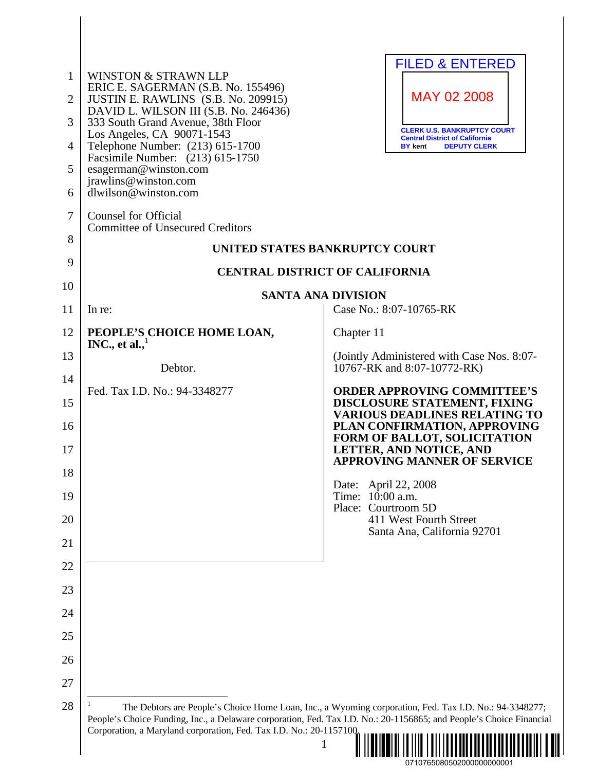WINSTON & STRAWN LLP
ERIC E. SAGERMAN (S.B. No. 155496)
JUSTIN E. RAWLINS (S.B. No. 209915)
DAVID L. WILSON III (S.B. No. 246436)
333 South Grand Avenue, 38th Floor
Los Angeles, CA 90071-1543
Telephone Number: (213) 615-1700
Facsimile Number: (213) 615-1750
esagerman@winston.com
jrawlins@winston.com
dlwilson@winston.com

Counsel for Official
Committee of Unsecured Creditors

FILED & ENTERED
MAY 02 2008
CLERK U.S. BANKRUPTCY COURT
Central District of California
BY kent DEPUTY CLERK

**UNITED STATES BANKRUPTCY COURT**

**CENTRAL DISTRICT OF CALIFORNIA**

**SANTA ANA DIVISION**

In re:

**PEOPLE'S CHOICE HOME LOAN, INC., et al.,**[1]

Debtor.

Fed. Tax I.D. No.: 94-3348277

Case No.: 8:07-10765-RK

Chapter 11

(Jointly Administered with Case Nos. 8:07-10767-RK and 8:07-10772-RK)

**ORDER APPROVING COMMITTEE'S DISCLOSURE STATEMENT, FIXING VARIOUS DEADLINES RELATING TO PLAN CONFIRMATION, APPROVING FORM OF BALLOT, SOLICITATION LETTER, AND NOTICE, AND APPROVING MANNER OF SERVICE**

Date: April 22, 2008
Time: 10:00 a.m.
Place: Courtroom 5D
411 West Fourth Street
Santa Ana, California 92701

---

[1] The Debtors are People's Choice Home Loan, Inc., a Wyoming corporation, Fed. Tax I.D. No.: 94-3348277; People's Choice Funding, Inc., a Delaware corporation, Fed. Tax I.D. No.: 20-1156865; and People's Choice Financial Corporation, a Maryland corporation, Fed. Tax I.D. No.: 20-1157100.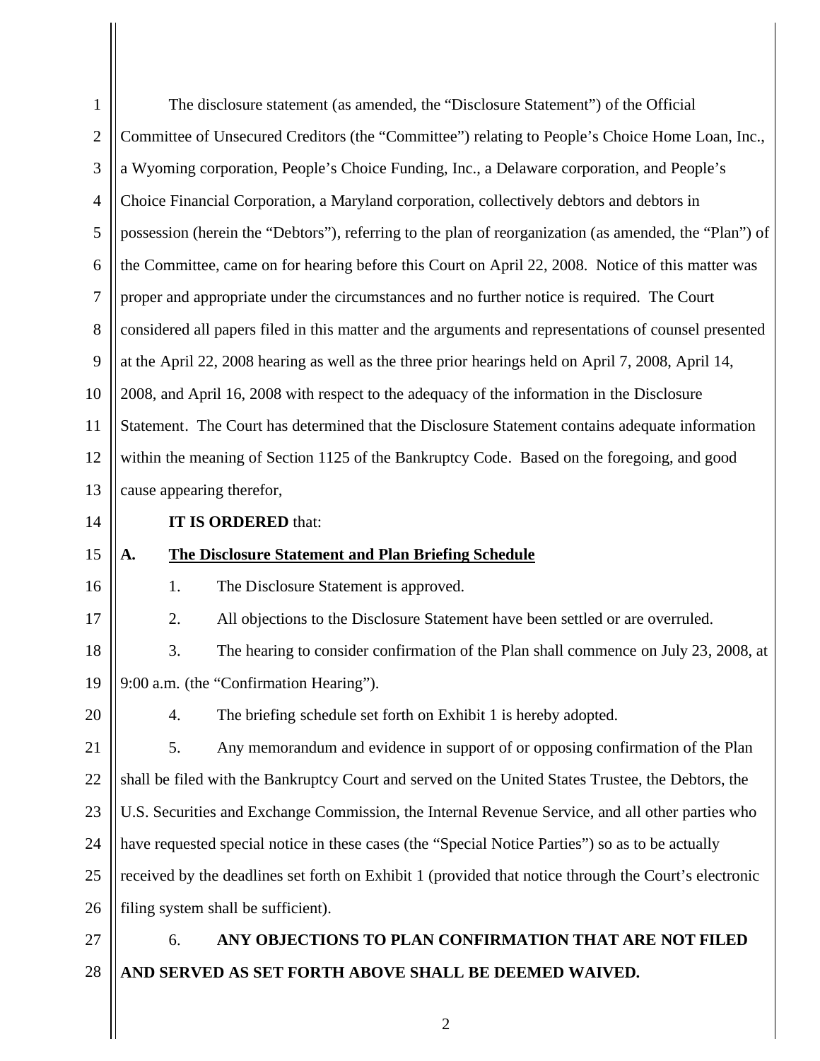The disclosure statement (as amended, the "Disclosure Statement") of the Official Committee of Unsecured Creditors (the "Committee") relating to People's Choice Home Loan, Inc., a Wyoming corporation, People's Choice Funding, Inc., a Delaware corporation, and People's Choice Financial Corporation, a Maryland corporation, collectively debtors and debtors in possession (herein the "Debtors"), referring to the plan of reorganization (as amended, the "Plan") of the Committee, came on for hearing before this Court on April 22, 2008. Notice of this matter was proper and appropriate under the circumstances and no further notice is required. The Court considered all papers filed in this matter and the arguments and representations of counsel presented at the April 22, 2008 hearing as well as the three prior hearings held on April 7, 2008, April 14, 2008, and April 16, 2008 with respect to the adequacy of the information in the Disclosure Statement. The Court has determined that the Disclosure Statement contains adequate information within the meaning of Section 1125 of the Bankruptcy Code. Based on the foregoing, and good cause appearing therefor,

**IT IS ORDERED** that:

## A. The Disclosure Statement and Plan Briefing Schedule

1. The Disclosure Statement is approved.

2. All objections to the Disclosure Statement have been settled or are overruled.

3. The hearing to consider confirmation of the Plan shall commence on July 23, 2008, at 9:00 a.m. (the "Confirmation Hearing").

4. The briefing schedule set forth on Exhibit 1 is hereby adopted.

5. Any memorandum and evidence in support of or opposing confirmation of the Plan shall be filed with the Bankruptcy Court and served on the United States Trustee, the Debtors, the U.S. Securities and Exchange Commission, the Internal Revenue Service, and all other parties who have requested special notice in these cases (the "Special Notice Parties") so as to be actually received by the deadlines set forth on Exhibit 1 (provided that notice through the Court's electronic filing system shall be sufficient).

6. **ANY OBJECTIONS TO PLAN CONFIRMATION THAT ARE NOT FILED AND SERVED AS SET FORTH ABOVE SHALL BE DEEMED WAIVED.**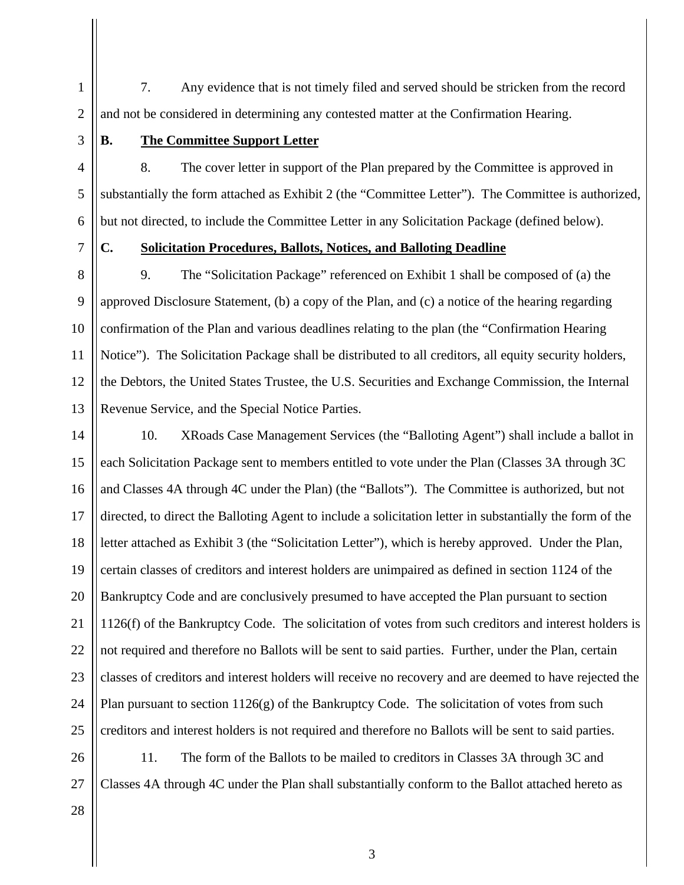7. Any evidence that is not timely filed and served should be stricken from the record and not be considered in determining any contested matter at the Confirmation Hearing.

**B. <u>The Committee Support Letter</u>**

8. The cover letter in support of the Plan prepared by the Committee is approved in substantially the form attached as Exhibit 2 (the "Committee Letter"). The Committee is authorized, but not directed, to include the Committee Letter in any Solicitation Package (defined below).

**C. <u>Solicitation Procedures, Ballots, Notices, and Balloting Deadline</u>**

9. The "Solicitation Package" referenced on Exhibit 1 shall be composed of (a) the approved Disclosure Statement, (b) a copy of the Plan, and (c) a notice of the hearing regarding confirmation of the Plan and various deadlines relating to the plan (the "Confirmation Hearing Notice"). The Solicitation Package shall be distributed to all creditors, all equity security holders, the Debtors, the United States Trustee, the U.S. Securities and Exchange Commission, the Internal Revenue Service, and the Special Notice Parties.

10. XRoads Case Management Services (the "Balloting Agent") shall include a ballot in each Solicitation Package sent to members entitled to vote under the Plan (Classes 3A through 3C and Classes 4A through 4C under the Plan) (the "Ballots"). The Committee is authorized, but not directed, to direct the Balloting Agent to include a solicitation letter in substantially the form of the letter attached as Exhibit 3 (the "Solicitation Letter"), which is hereby approved. Under the Plan, certain classes of creditors and interest holders are unimpaired as defined in section 1124 of the Bankruptcy Code and are conclusively presumed to have accepted the Plan pursuant to section 1126(f) of the Bankruptcy Code. The solicitation of votes from such creditors and interest holders is not required and therefore no Ballots will be sent to said parties. Further, under the Plan, certain classes of creditors and interest holders will receive no recovery and are deemed to have rejected the Plan pursuant to section 1126(g) of the Bankruptcy Code. The solicitation of votes from such creditors and interest holders is not required and therefore no Ballots will be sent to said parties.

11. The form of the Ballots to be mailed to creditors in Classes 3A through 3C and Classes 4A through 4C under the Plan shall substantially conform to the Ballot attached hereto as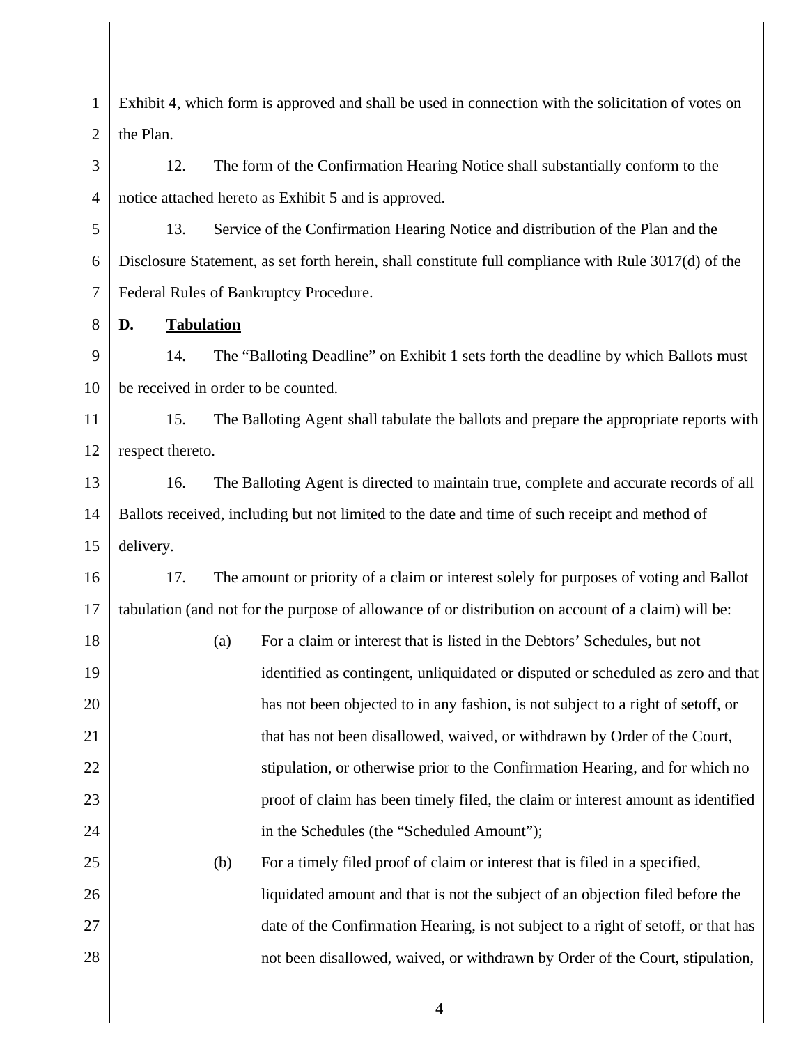Exhibit 4, which form is approved and shall be used in connection with the solicitation of votes on the Plan.

12. The form of the Confirmation Hearing Notice shall substantially conform to the notice attached hereto as Exhibit 5 and is approved.

13. Service of the Confirmation Hearing Notice and distribution of the Plan and the Disclosure Statement, as set forth herein, shall constitute full compliance with Rule 3017(d) of the Federal Rules of Bankruptcy Procedure.

**D. Tabulation**

14. The "Balloting Deadline" on Exhibit 1 sets forth the deadline by which Ballots must be received in order to be counted.

15. The Balloting Agent shall tabulate the ballots and prepare the appropriate reports with respect thereto.

16. The Balloting Agent is directed to maintain true, complete and accurate records of all Ballots received, including but not limited to the date and time of such receipt and method of delivery.

17. The amount or priority of a claim or interest solely for purposes of voting and Ballot tabulation (and not for the purpose of allowance of or distribution on account of a claim) will be:

(a) For a claim or interest that is listed in the Debtors' Schedules, but not identified as contingent, unliquidated or disputed or scheduled as zero and that has not been objected to in any fashion, is not subject to a right of setoff, or that has not been disallowed, waived, or withdrawn by Order of the Court, stipulation, or otherwise prior to the Confirmation Hearing, and for which no proof of claim has been timely filed, the claim or interest amount as identified in the Schedules (the "Scheduled Amount");

(b) For a timely filed proof of claim or interest that is filed in a specified, liquidated amount and that is not the subject of an objection filed before the date of the Confirmation Hearing, is not subject to a right of setoff, or that has not been disallowed, waived, or withdrawn by Order of the Court, stipulation,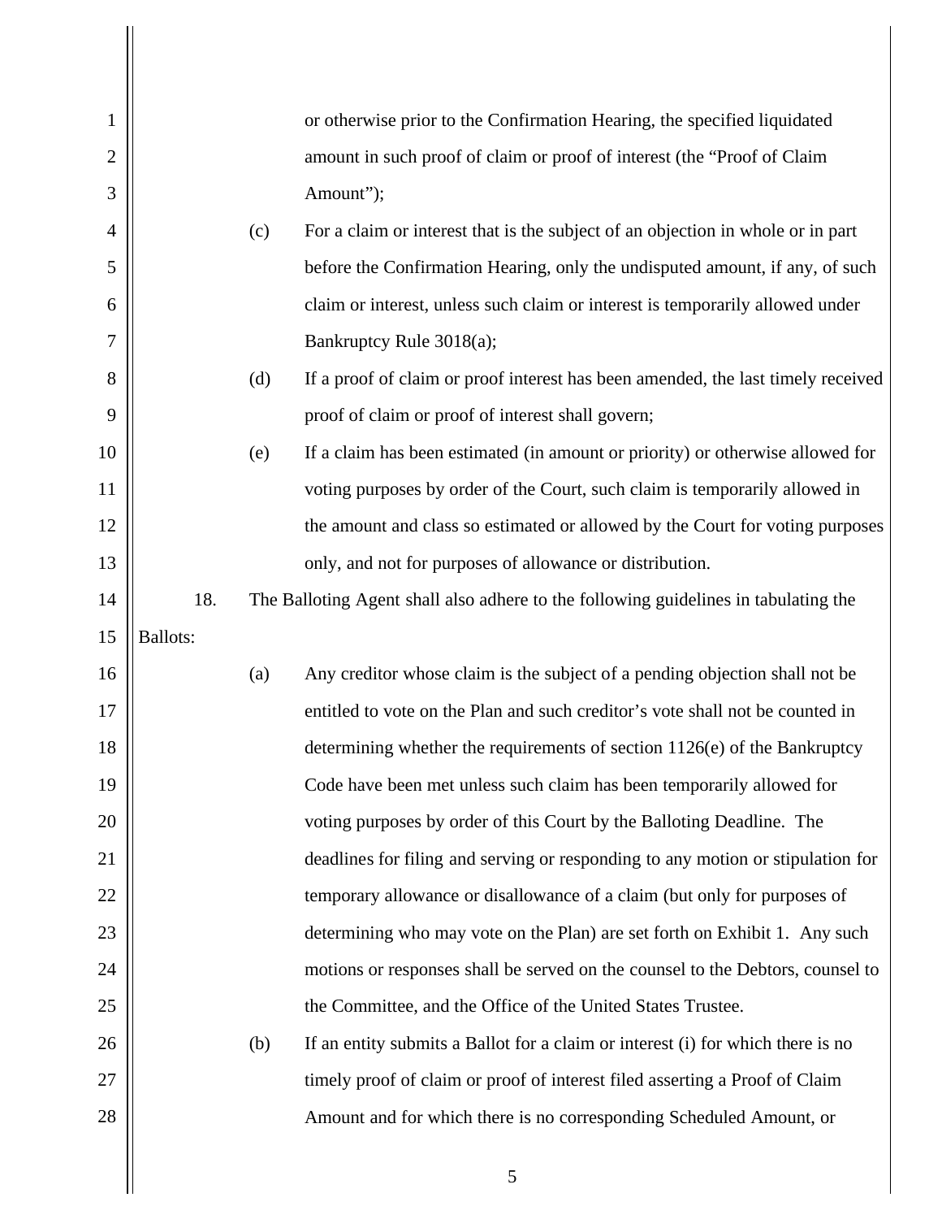or otherwise prior to the Confirmation Hearing, the specified liquidated amount in such proof of claim or proof of interest (the "Proof of Claim Amount");

(c) For a claim or interest that is the subject of an objection in whole or in part before the Confirmation Hearing, only the undisputed amount, if any, of such claim or interest, unless such claim or interest is temporarily allowed under Bankruptcy Rule 3018(a);

(d) If a proof of claim or proof interest has been amended, the last timely received proof of claim or proof of interest shall govern;

(e) If a claim has been estimated (in amount or priority) or otherwise allowed for voting purposes by order of the Court, such claim is temporarily allowed in the amount and class so estimated or allowed by the Court for voting purposes only, and not for purposes of allowance or distribution.

18. The Balloting Agent shall also adhere to the following guidelines in tabulating the Ballots:

(a) Any creditor whose claim is the subject of a pending objection shall not be entitled to vote on the Plan and such creditor's vote shall not be counted in determining whether the requirements of section 1126(e) of the Bankruptcy Code have been met unless such claim has been temporarily allowed for voting purposes by order of this Court by the Balloting Deadline. The deadlines for filing and serving or responding to any motion or stipulation for temporary allowance or disallowance of a claim (but only for purposes of determining who may vote on the Plan) are set forth on Exhibit 1. Any such motions or responses shall be served on the counsel to the Debtors, counsel to the Committee, and the Office of the United States Trustee.

(b) If an entity submits a Ballot for a claim or interest (i) for which there is no timely proof of claim or proof of interest filed asserting a Proof of Claim Amount and for which there is no corresponding Scheduled Amount, or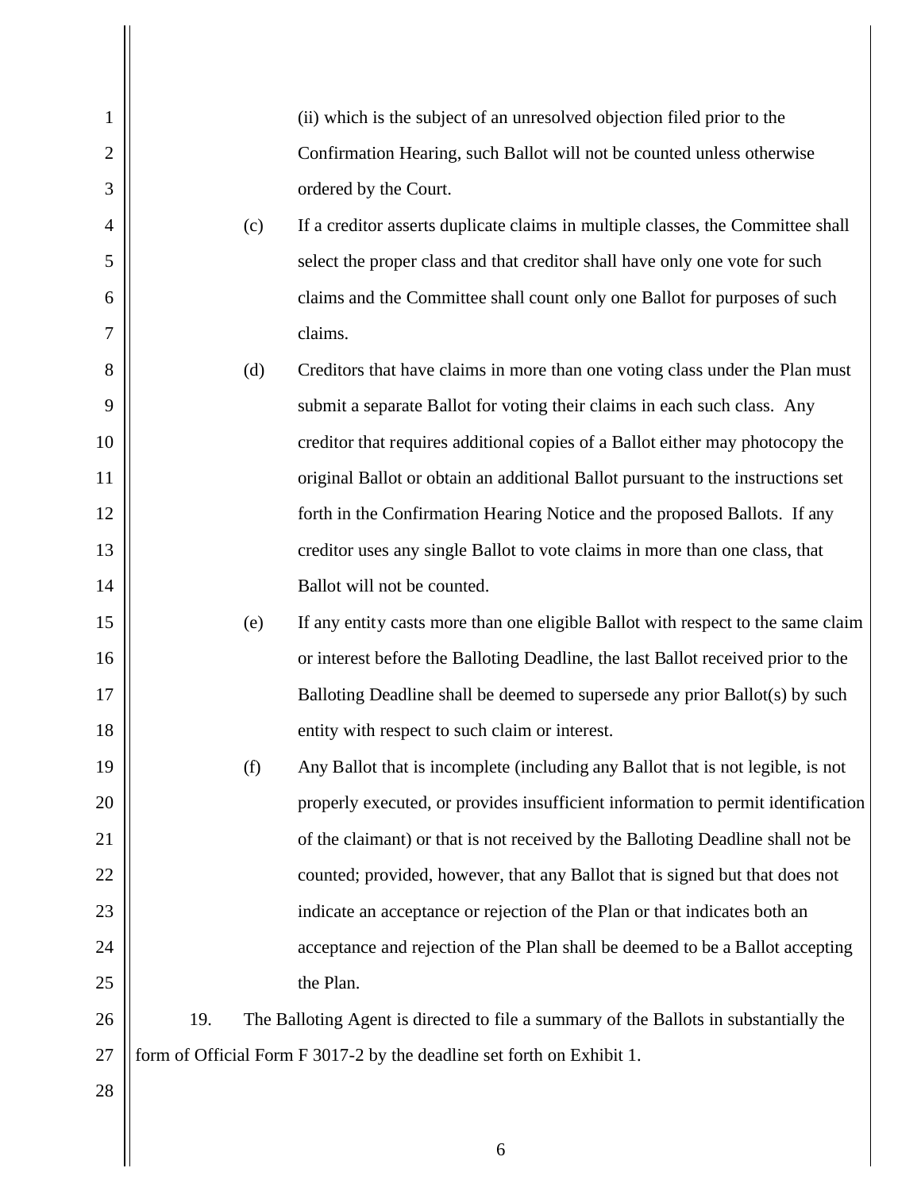(ii) which is the subject of an unresolved objection filed prior to the Confirmation Hearing, such Ballot will not be counted unless otherwise ordered by the Court.

(c) If a creditor asserts duplicate claims in multiple classes, the Committee shall select the proper class and that creditor shall have only one vote for such claims and the Committee shall count only one Ballot for purposes of such claims.

(d) Creditors that have claims in more than one voting class under the Plan must submit a separate Ballot for voting their claims in each such class. Any creditor that requires additional copies of a Ballot either may photocopy the original Ballot or obtain an additional Ballot pursuant to the instructions set forth in the Confirmation Hearing Notice and the proposed Ballots. If any creditor uses any single Ballot to vote claims in more than one class, that Ballot will not be counted.

(e) If any entity casts more than one eligible Ballot with respect to the same claim or interest before the Balloting Deadline, the last Ballot received prior to the Balloting Deadline shall be deemed to supersede any prior Ballot(s) by such entity with respect to such claim or interest.

(f) Any Ballot that is incomplete (including any Ballot that is not legible, is not properly executed, or provides insufficient information to permit identification of the claimant) or that is not received by the Balloting Deadline shall not be counted; provided, however, that any Ballot that is signed but that does not indicate an acceptance or rejection of the Plan or that indicates both an acceptance and rejection of the Plan shall be deemed to be a Ballot accepting the Plan.

19. The Balloting Agent is directed to file a summary of the Ballots in substantially the form of Official Form F 3017-2 by the deadline set forth on Exhibit 1.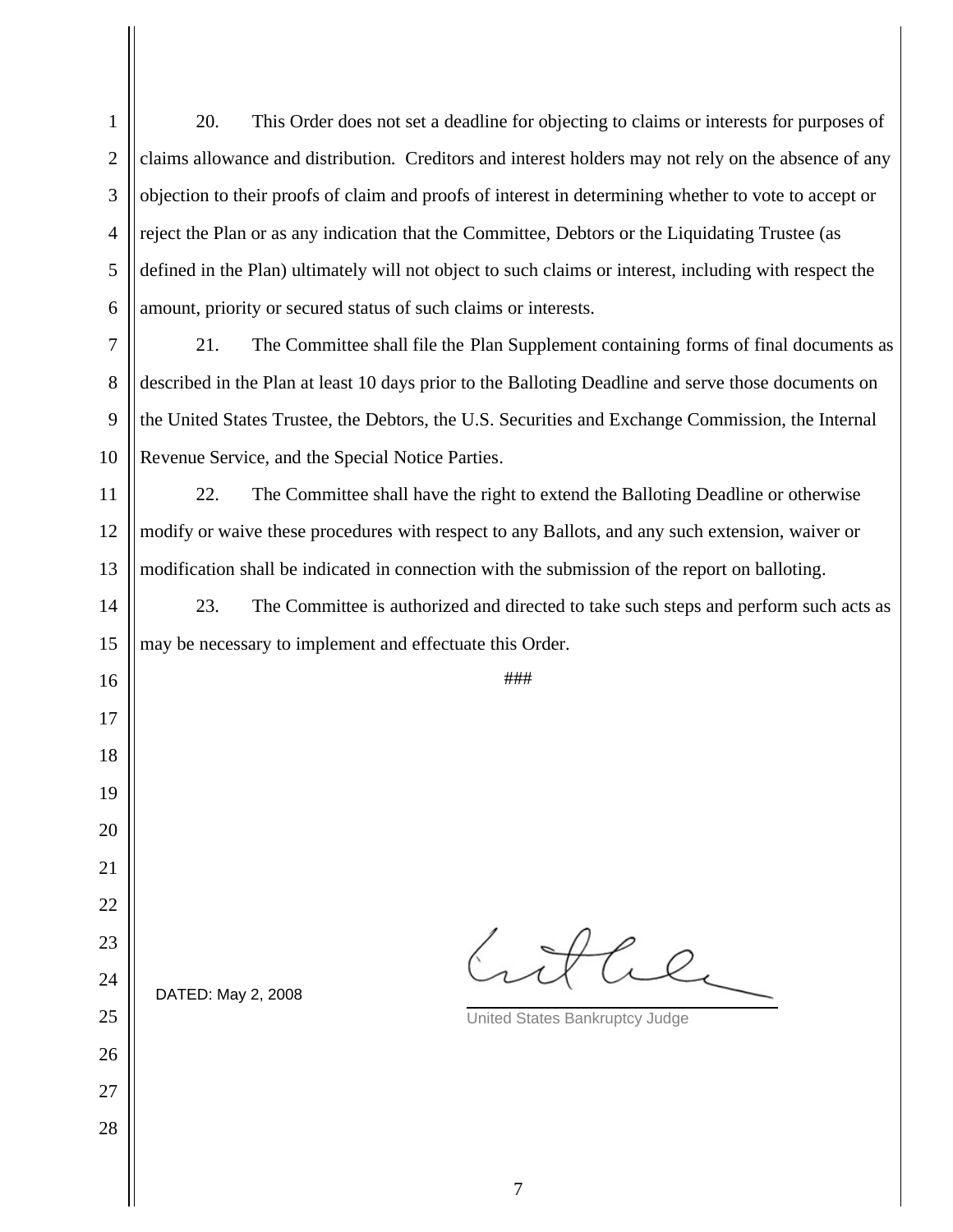20. This Order does not set a deadline for objecting to claims or interests for purposes of claims allowance and distribution. Creditors and interest holders may not rely on the absence of any objection to their proofs of claim and proofs of interest in determining whether to vote to accept or reject the Plan or as any indication that the Committee, Debtors or the Liquidating Trustee (as defined in the Plan) ultimately will not object to such claims or interest, including with respect the amount, priority or secured status of such claims or interests.

21. The Committee shall file the Plan Supplement containing forms of final documents as described in the Plan at least 10 days prior to the Balloting Deadline and serve those documents on the United States Trustee, the Debtors, the U.S. Securities and Exchange Commission, the Internal Revenue Service, and the Special Notice Parties.

22. The Committee shall have the right to extend the Balloting Deadline or otherwise modify or waive these procedures with respect to any Ballots, and any such extension, waiver or modification shall be indicated in connection with the submission of the report on balloting.

23. The Committee is authorized and directed to take such steps and perform such acts as may be necessary to implement and effectuate this Order.

###

DATED: May 2, 2008

United States Bankruptcy Judge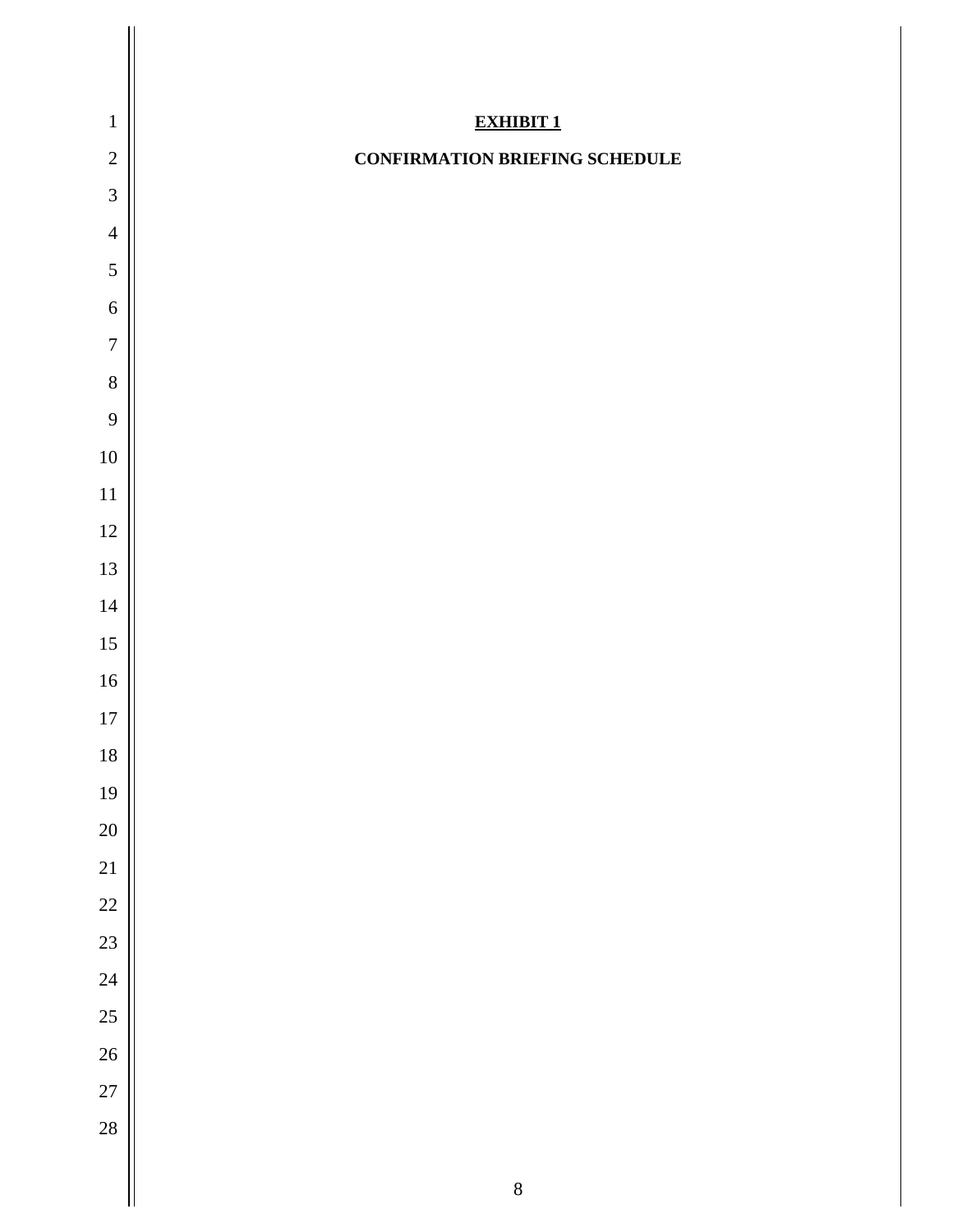**EXHIBIT 1**

**CONFIRMATION BRIEFING SCHEDULE**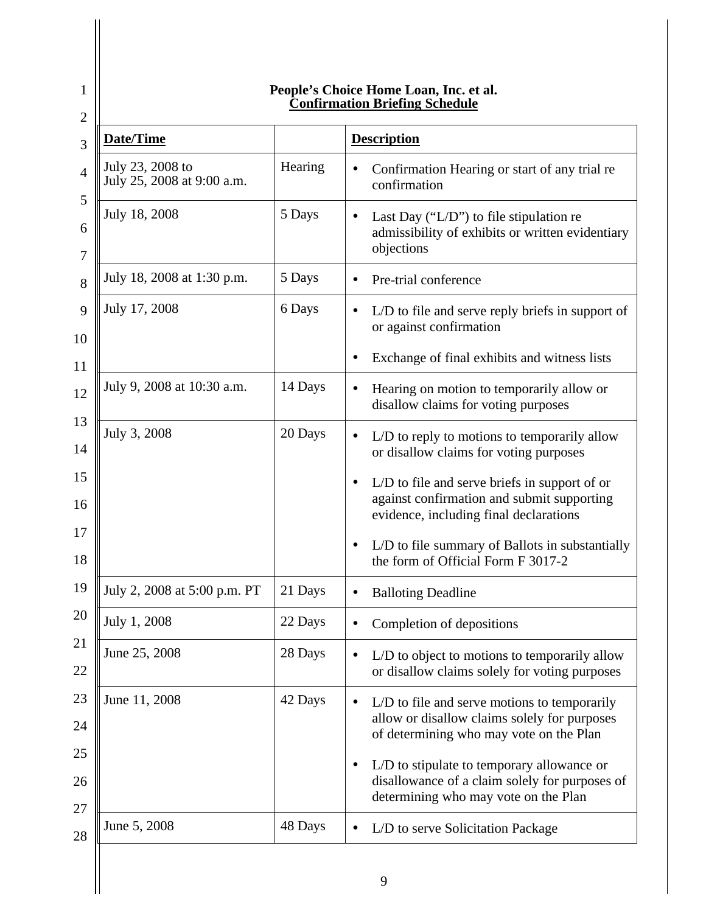**People's Choice Home Loan, Inc. et al.**
**Confirmation Briefing Schedule**

| **Date/Time** | | **Description** |
|---|---|---|
| July 23, 2008 to July 25, 2008 at 9:00 a.m. | Hearing | • Confirmation Hearing or start of any trial re confirmation |
| July 18, 2008 | 5 Days | • Last Day ("L/D") to file stipulation re admissibility of exhibits or written evidentiary objections |
| July 18, 2008 at 1:30 p.m. | 5 Days | • Pre-trial conference |
| July 17, 2008 | 6 Days | • L/D to file and serve reply briefs in support of or against confirmation<br>• Exchange of final exhibits and witness lists |
| July 9, 2008 at 10:30 a.m. | 14 Days | • Hearing on motion to temporarily allow or disallow claims for voting purposes |
| July 3, 2008 | 20 Days | • L/D to reply to motions to temporarily allow or disallow claims for voting purposes<br>• L/D to file and serve briefs in support of or against confirmation and submit supporting evidence, including final declarations<br>• L/D to file summary of Ballots in substantially the form of Official Form F 3017-2 |
| July 2, 2008 at 5:00 p.m. PT | 21 Days | • Balloting Deadline |
| July 1, 2008 | 22 Days | • Completion of depositions |
| June 25, 2008 | 28 Days | • L/D to object to motions to temporarily allow or disallow claims solely for voting purposes |
| June 11, 2008 | 42 Days | • L/D to file and serve motions to temporarily allow or disallow claims solely for purposes of determining who may vote on the Plan<br>• L/D to stipulate to temporary allowance or disallowance of a claim solely for purposes of determining who may vote on the Plan |
| June 5, 2008 | 48 Days | • L/D to serve Solicitation Package |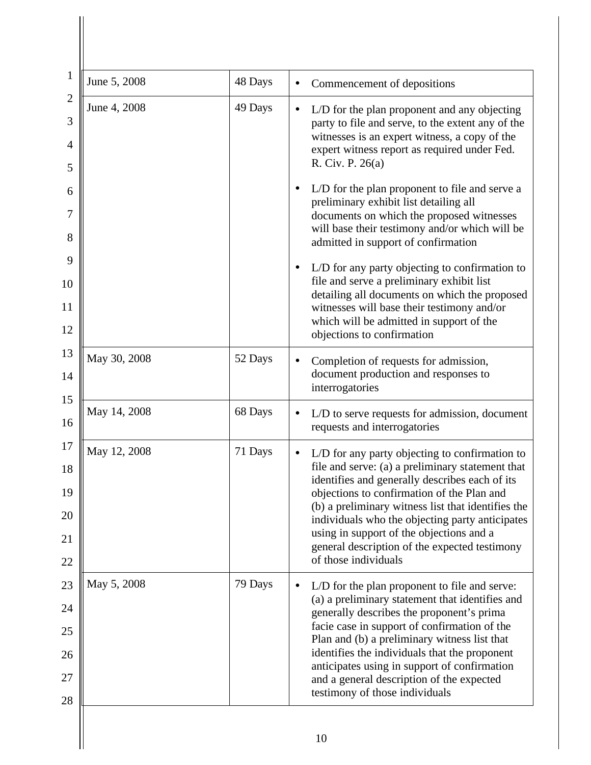| | | |
|---|---|---|
| June 5, 2008 | 48 Days | • Commencement of depositions |
| June 4, 2008 | 49 Days | • L/D for the plan proponent and any objecting party to file and serve, to the extent any of the witnesses is an expert witness, a copy of the expert witness report as required under Fed. R. Civ. P. 26(a)<br>• L/D for the plan proponent to file and serve a preliminary exhibit list detailing all documents on which the proposed witnesses will base their testimony and/or which will be admitted in support of confirmation<br>• L/D for any party objecting to confirmation to file and serve a preliminary exhibit list detailing all documents on which the proposed witnesses will base their testimony and/or which will be admitted in support of the objections to confirmation |
| May 30, 2008 | 52 Days | • Completion of requests for admission, document production and responses to interrogatories |
| May 14, 2008 | 68 Days | • L/D to serve requests for admission, document requests and interrogatories |
| May 12, 2008 | 71 Days | • L/D for any party objecting to confirmation to file and serve: (a) a preliminary statement that identifies and generally describes each of its objections to confirmation of the Plan and (b) a preliminary witness list that identifies the individuals who the objecting party anticipates using in support of the objections and a general description of the expected testimony of those individuals |
| May 5, 2008 | 79 Days | • L/D for the plan proponent to file and serve: (a) a preliminary statement that identifies and generally describes the proponent's prima facie case in support of confirmation of the Plan and (b) a preliminary witness list that identifies the individuals that the proponent anticipates using in support of confirmation and a general description of the expected testimony of those individuals |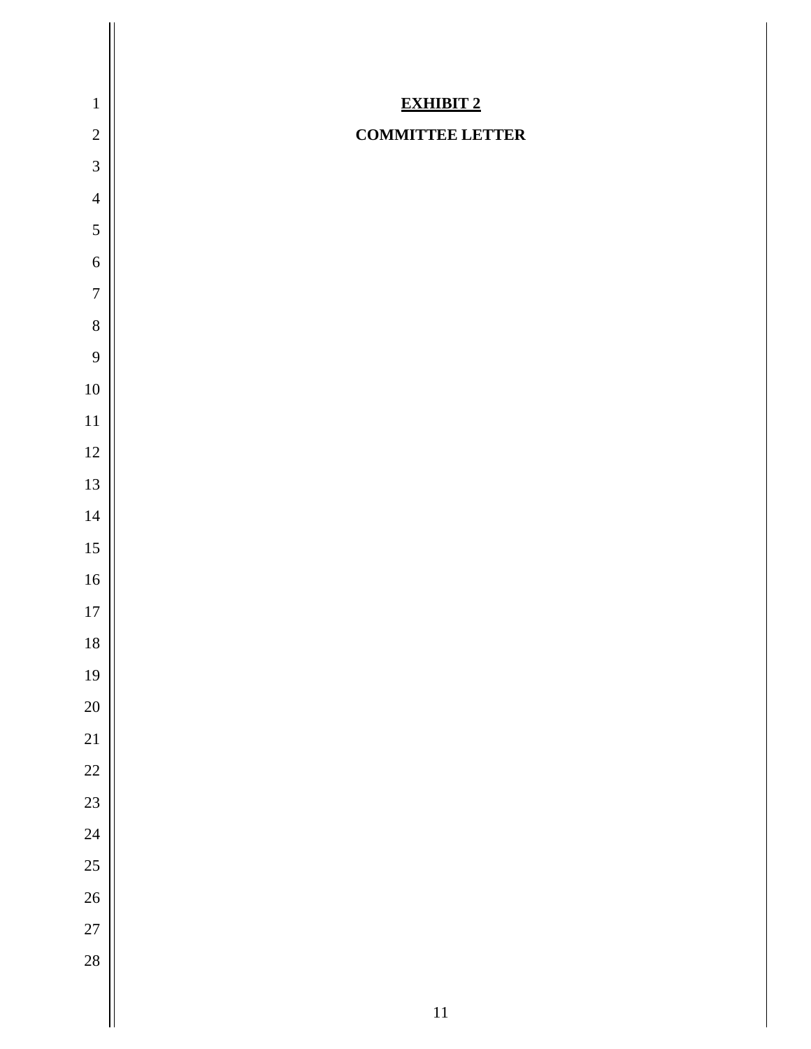**EXHIBIT 2**

**COMMITTEE LETTER**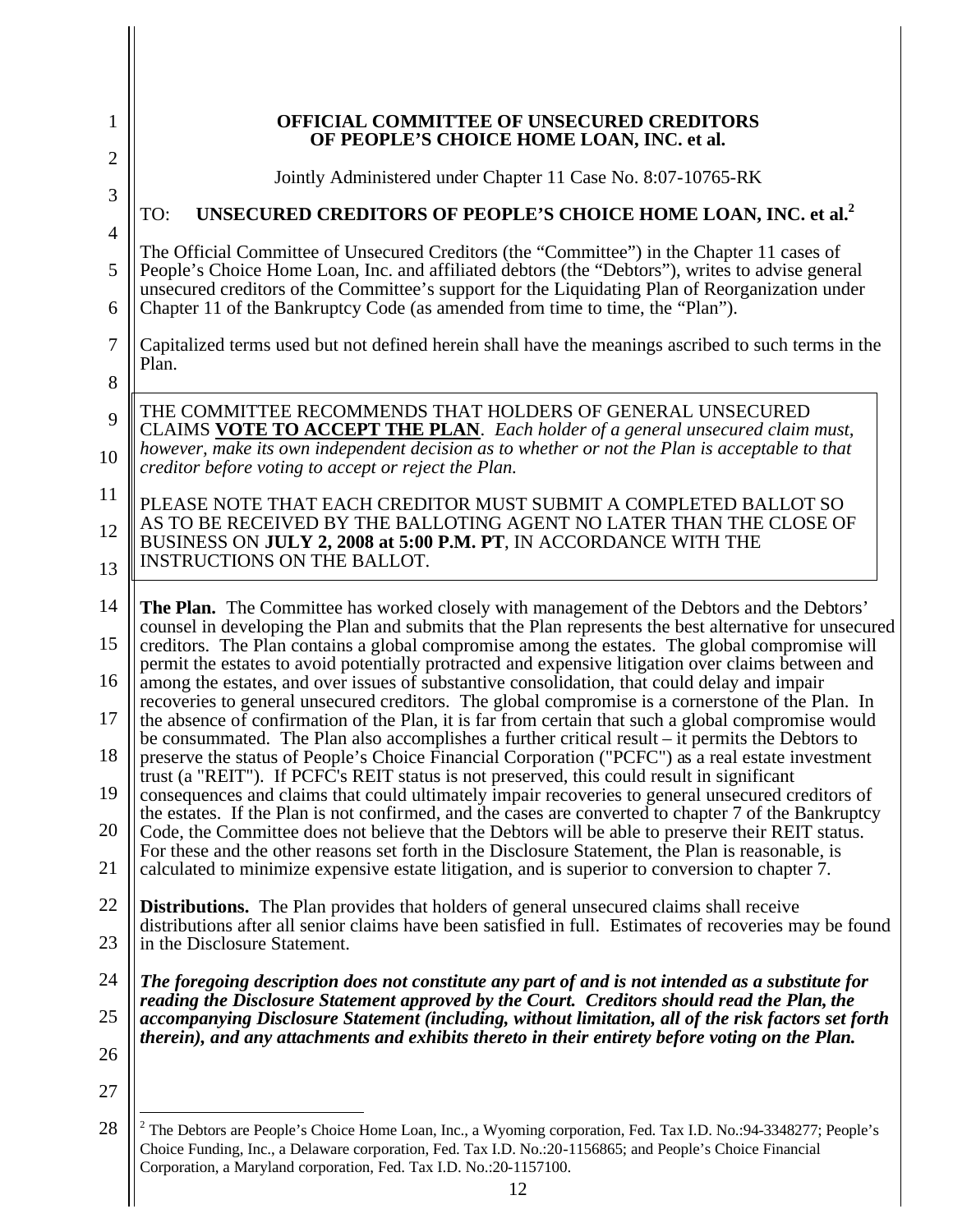**OFFICIAL COMMITTEE OF UNSECURED CREDITORS OF PEOPLE'S CHOICE HOME LOAN, INC. et al.**

Jointly Administered under Chapter 11 Case No. 8:07-10765-RK

TO: **UNSECURED CREDITORS OF PEOPLE'S CHOICE HOME LOAN, INC. et al.**[2]

The Official Committee of Unsecured Creditors (the "Committee") in the Chapter 11 cases of People's Choice Home Loan, Inc. and affiliated debtors (the "Debtors"), writes to advise general unsecured creditors of the Committee's support for the Liquidating Plan of Reorganization under Chapter 11 of the Bankruptcy Code (as amended from time to time, the "Plan").

Capitalized terms used but not defined herein shall have the meanings ascribed to such terms in the Plan.

THE COMMITTEE RECOMMENDS THAT HOLDERS OF GENERAL UNSECURED CLAIMS **VOTE TO ACCEPT THE PLAN**. *Each holder of a general unsecured claim must, however, make its own independent decision as to whether or not the Plan is acceptable to that creditor before voting to accept or reject the Plan.*

PLEASE NOTE THAT EACH CREDITOR MUST SUBMIT A COMPLETED BALLOT SO AS TO BE RECEIVED BY THE BALLOTING AGENT NO LATER THAN THE CLOSE OF BUSINESS ON **JULY 2, 2008 at 5:00 P.M. PT**, IN ACCORDANCE WITH THE INSTRUCTIONS ON THE BALLOT.

**The Plan.** The Committee has worked closely with management of the Debtors and the Debtors' counsel in developing the Plan and submits that the Plan represents the best alternative for unsecured creditors. The Plan contains a global compromise among the estates. The global compromise will permit the estates to avoid potentially protracted and expensive litigation over claims between and among the estates, and over issues of substantive consolidation, that could delay and impair recoveries to general unsecured creditors. The global compromise is a cornerstone of the Plan. In the absence of confirmation of the Plan, it is far from certain that such a global compromise would be consummated. The Plan also accomplishes a further critical result – it permits the Debtors to preserve the status of People's Choice Financial Corporation ("PCFC") as a real estate investment trust (a "REIT"). If PCFC's REIT status is not preserved, this could result in significant consequences and claims that could ultimately impair recoveries to general unsecured creditors of the estates. If the Plan is not confirmed, and the cases are converted to chapter 7 of the Bankruptcy Code, the Committee does not believe that the Debtors will be able to preserve their REIT status. For these and the other reasons set forth in the Disclosure Statement, the Plan is reasonable, is calculated to minimize expensive estate litigation, and is superior to conversion to chapter 7.

**Distributions.** The Plan provides that holders of general unsecured claims shall receive distributions after all senior claims have been satisfied in full. Estimates of recoveries may be found in the Disclosure Statement.

***The foregoing description does not constitute any part of and is not intended as a substitute for reading the Disclosure Statement approved by the Court. Creditors should read the Plan, the accompanying Disclosure Statement (including, without limitation, all of the risk factors set forth therein), and any attachments and exhibits thereto in their entirety before voting on the Plan.***

---

[2] The Debtors are People's Choice Home Loan, Inc., a Wyoming corporation, Fed. Tax I.D. No.:94-3348277; People's Choice Funding, Inc., a Delaware corporation, Fed. Tax I.D. No.:20-1156865; and People's Choice Financial Corporation, a Maryland corporation, Fed. Tax I.D. No.:20-1157100.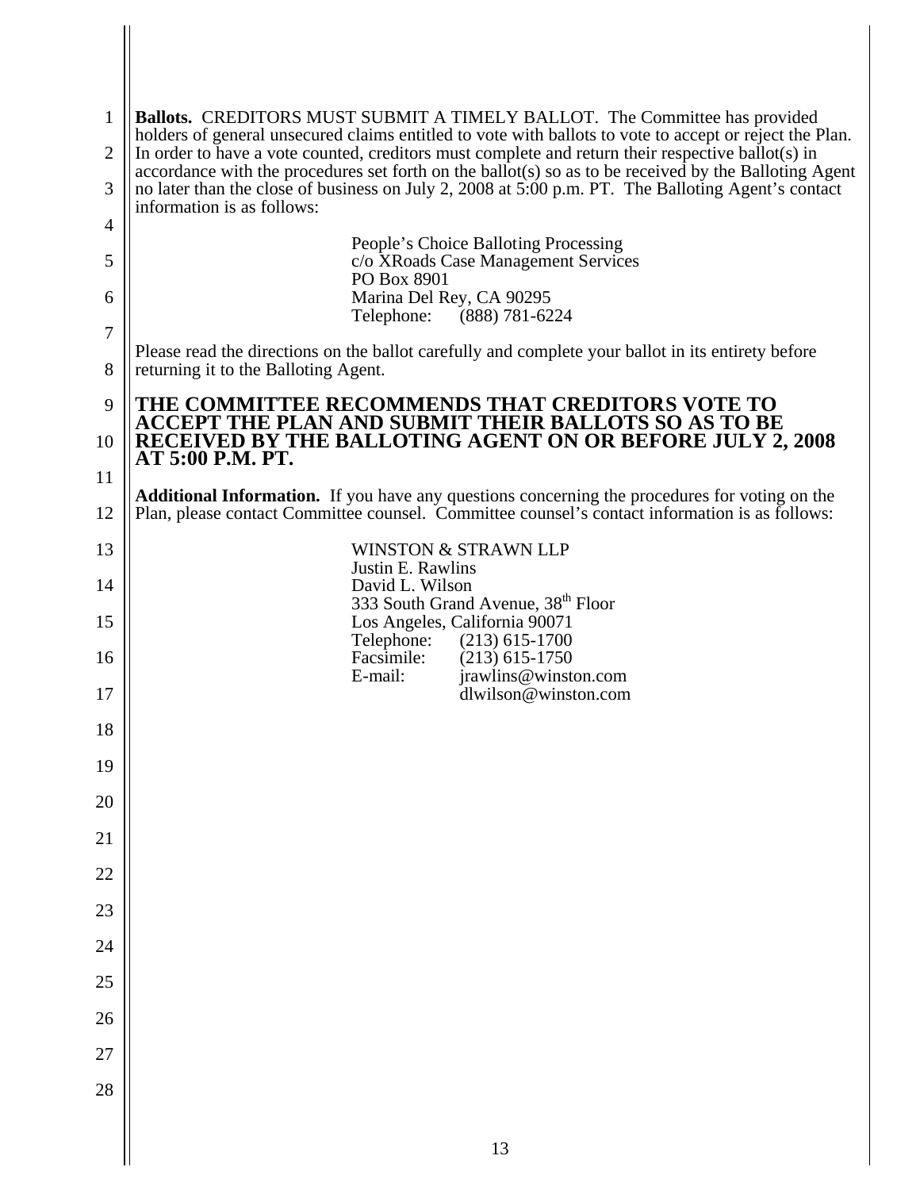**Ballots.** CREDITORS MUST SUBMIT A TIMELY BALLOT. The Committee has provided holders of general unsecured claims entitled to vote with ballots to vote to accept or reject the Plan. In order to have a vote counted, creditors must complete and return their respective ballot(s) in accordance with the procedures set forth on the ballot(s) so as to be received by the Balloting Agent no later than the close of business on July 2, 2008 at 5:00 p.m. PT. The Balloting Agent's contact information is as follows:

People's Choice Balloting Processing
c/o XRoads Case Management Services
PO Box 8901
Marina Del Rey, CA 90295
Telephone: (888) 781-6224

Please read the directions on the ballot carefully and complete your ballot in its entirety before returning it to the Balloting Agent.

**THE COMMITTEE RECOMMENDS THAT CREDITORS VOTE TO ACCEPT THE PLAN AND SUBMIT THEIR BALLOTS SO AS TO BE RECEIVED BY THE BALLOTING AGENT ON OR BEFORE JULY 2, 2008 AT 5:00 P.M. PT.**

**Additional Information.** If you have any questions concerning the procedures for voting on the Plan, please contact Committee counsel. Committee counsel's contact information is as follows:

WINSTON & STRAWN LLP
Justin E. Rawlins
David L. Wilson
333 South Grand Avenue, 38th Floor
Los Angeles, California 90071
Telephone: (213) 615-1700
Facsimile: (213) 615-1750
E-mail: jrawlins@winston.com
dlwilson@winston.com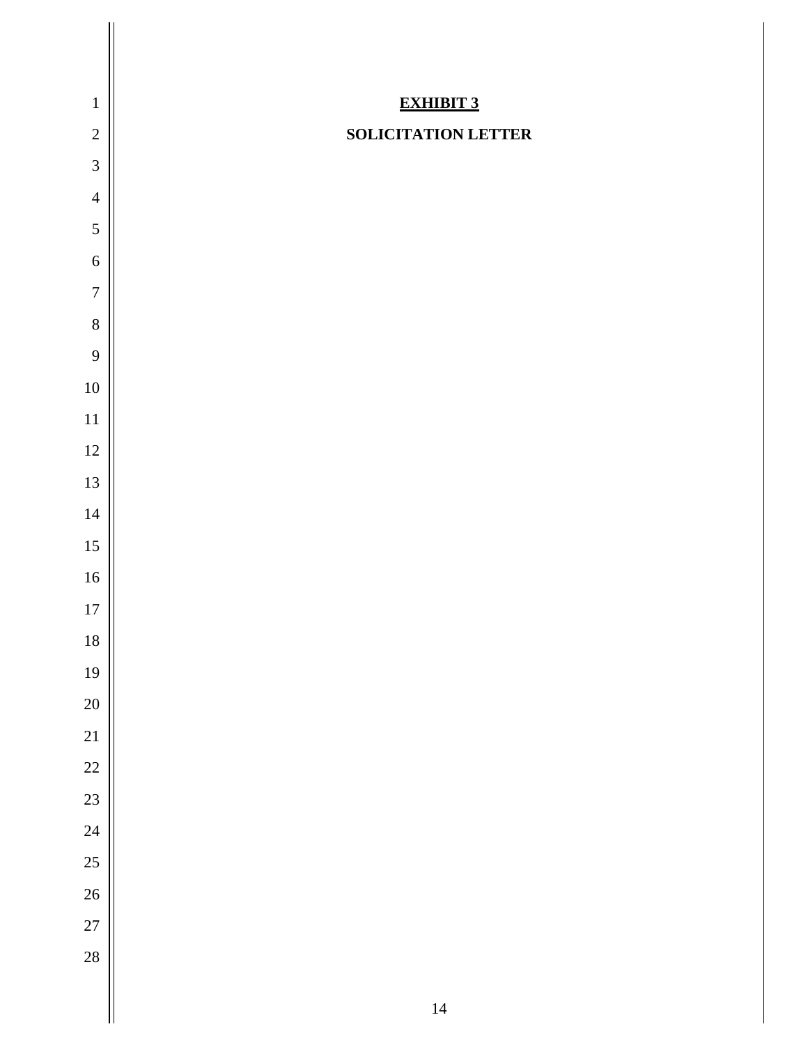**<u>EXHIBIT 3</u>**

**SOLICITATION LETTER**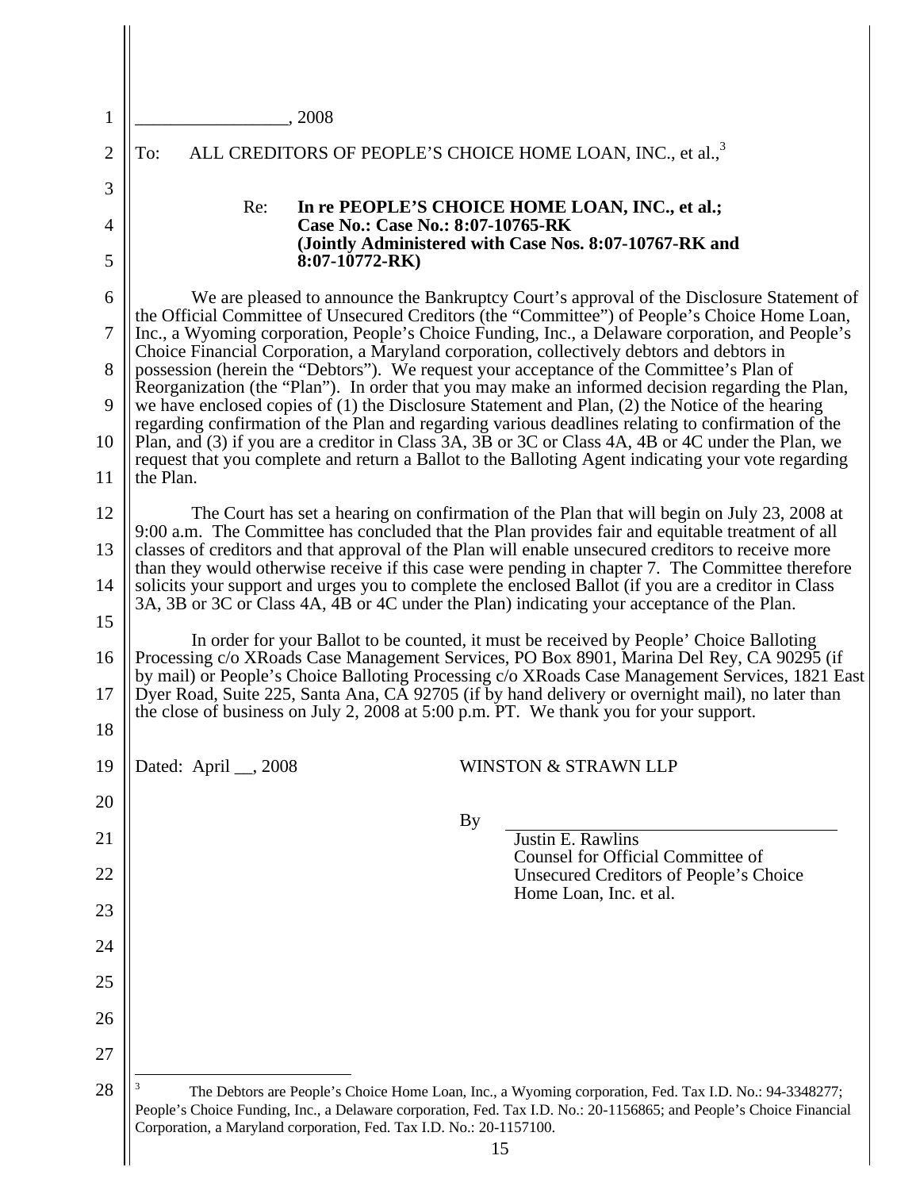_________________, 2008

To: ALL CREDITORS OF PEOPLE'S CHOICE HOME LOAN, INC., et al.,[3]

Re: **In re PEOPLE'S CHOICE HOME LOAN, INC., et al.; Case No.: Case No.: 8:07-10765-RK (Jointly Administered with Case Nos. 8:07-10767-RK and 8:07-10772-RK)**

We are pleased to announce the Bankruptcy Court's approval of the Disclosure Statement of the Official Committee of Unsecured Creditors (the "Committee") of People's Choice Home Loan, Inc., a Wyoming corporation, People's Choice Funding, Inc., a Delaware corporation, and People's Choice Financial Corporation, a Maryland corporation, collectively debtors and debtors in possession (herein the "Debtors"). We request your acceptance of the Committee's Plan of Reorganization (the "Plan"). In order that you may make an informed decision regarding the Plan, we have enclosed copies of (1) the Disclosure Statement and Plan, (2) the Notice of the hearing regarding confirmation of the Plan and regarding various deadlines relating to confirmation of the Plan, and (3) if you are a creditor in Class 3A, 3B or 3C or Class 4A, 4B or 4C under the Plan, we request that you complete and return a Ballot to the Balloting Agent indicating your vote regarding the Plan.

The Court has set a hearing on confirmation of the Plan that will begin on July 23, 2008 at 9:00 a.m. The Committee has concluded that the Plan provides fair and equitable treatment of all classes of creditors and that approval of the Plan will enable unsecured creditors to receive more than they would otherwise receive if this case were pending in chapter 7. The Committee therefore solicits your support and urges you to complete the enclosed Ballot (if you are a creditor in Class 3A, 3B or 3C or Class 4A, 4B or 4C under the Plan) indicating your acceptance of the Plan.

In order for your Ballot to be counted, it must be received by People' Choice Balloting Processing c/o XRoads Case Management Services, PO Box 8901, Marina Del Rey, CA 90295 (if by mail) or People's Choice Balloting Processing c/o XRoads Case Management Services, 1821 East Dyer Road, Suite 225, Santa Ana, CA 92705 (if by hand delivery or overnight mail), no later than the close of business on July 2, 2008 at 5:00 p.m. PT. We thank you for your support.

Dated: April __, 2008

WINSTON & STRAWN LLP

By ________________________________
Justin E. Rawlins
Counsel for Official Committee of Unsecured Creditors of People's Choice Home Loan, Inc. et al.

---

[3] The Debtors are People's Choice Home Loan, Inc., a Wyoming corporation, Fed. Tax I.D. No.: 94-3348277; People's Choice Funding, Inc., a Delaware corporation, Fed. Tax I.D. No.: 20-1156865; and People's Choice Financial Corporation, a Maryland corporation, Fed. Tax I.D. No.: 20-1157100.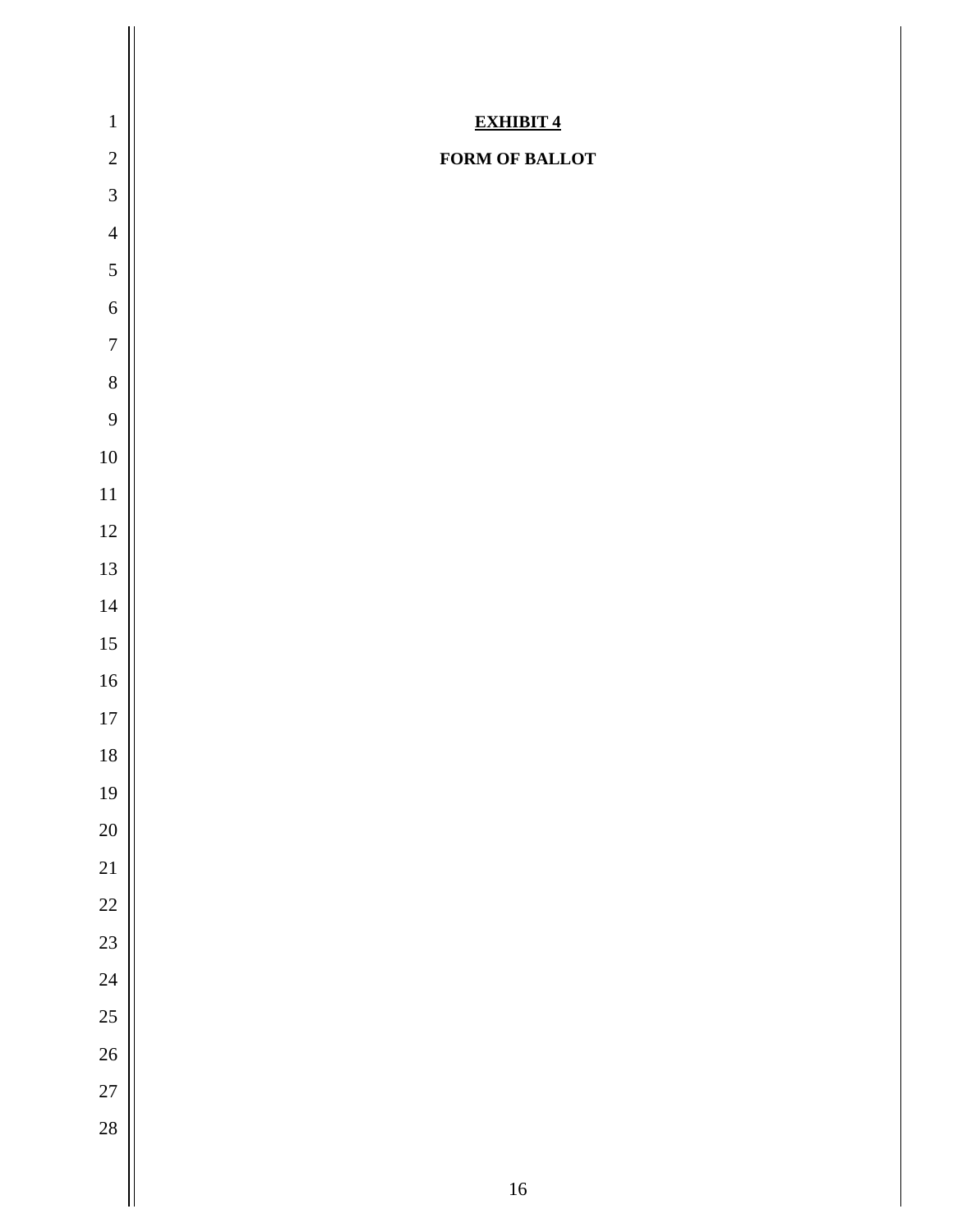**EXHIBIT 4**

**FORM OF BALLOT**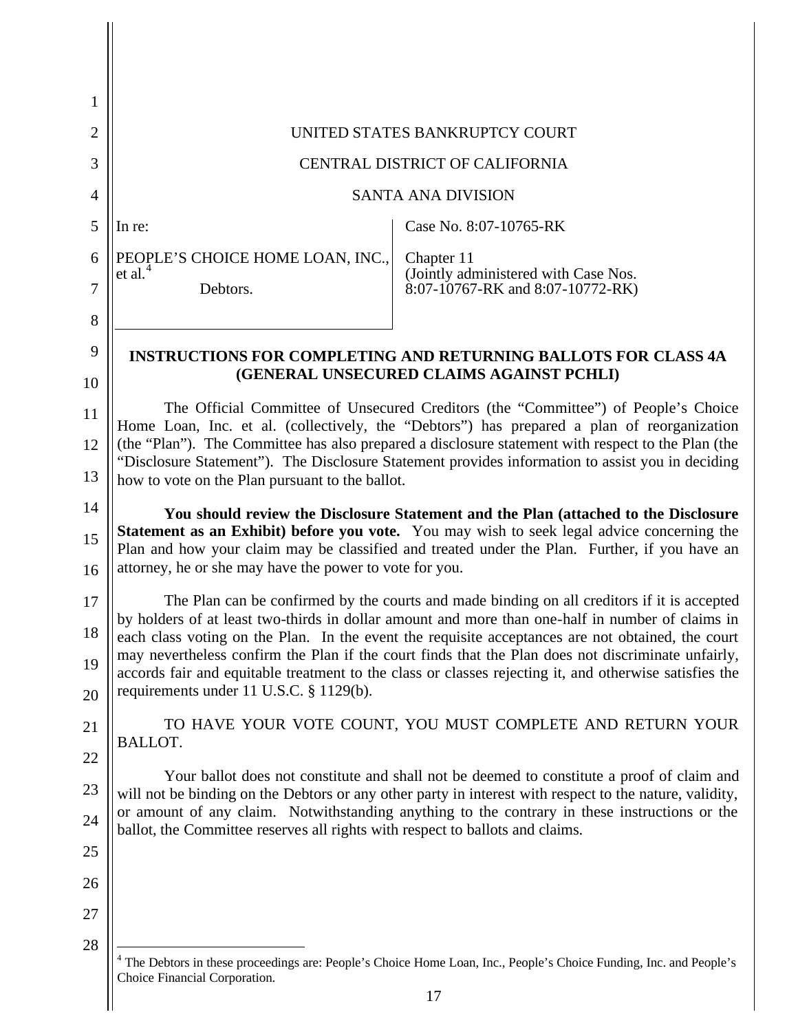UNITED STATES BANKRUPTCY COURT

CENTRAL DISTRICT OF CALIFORNIA

SANTA ANA DIVISION

| In re: | Case No. 8:07-10765-RK |
|---|---|
| PEOPLE'S CHOICE HOME LOAN, INC., et al.[4] Debtors. | Chapter 11 (Jointly administered with Case Nos. 8:07-10767-RK and 8:07-10772-RK) |

**INSTRUCTIONS FOR COMPLETING AND RETURNING BALLOTS FOR CLASS 4A (GENERAL UNSECURED CLAIMS AGAINST PCHLI)**

The Official Committee of Unsecured Creditors (the "Committee") of People's Choice Home Loan, Inc. et al. (collectively, the "Debtors") has prepared a plan of reorganization (the "Plan"). The Committee has also prepared a disclosure statement with respect to the Plan (the "Disclosure Statement"). The Disclosure Statement provides information to assist you in deciding how to vote on the Plan pursuant to the ballot.

**You should review the Disclosure Statement and the Plan (attached to the Disclosure Statement as an Exhibit) before you vote.** You may wish to seek legal advice concerning the Plan and how your claim may be classified and treated under the Plan. Further, if you have an attorney, he or she may have the power to vote for you.

The Plan can be confirmed by the courts and made binding on all creditors if it is accepted by holders of at least two-thirds in dollar amount and more than one-half in number of claims in each class voting on the Plan. In the event the requisite acceptances are not obtained, the court may nevertheless confirm the Plan if the court finds that the Plan does not discriminate unfairly, accords fair and equitable treatment to the class or classes rejecting it, and otherwise satisfies the requirements under 11 U.S.C. § 1129(b).

TO HAVE YOUR VOTE COUNT, YOU MUST COMPLETE AND RETURN YOUR BALLOT.

Your ballot does not constitute and shall not be deemed to constitute a proof of claim and will not be binding on the Debtors or any other party in interest with respect to the nature, validity, or amount of any claim. Notwithstanding anything to the contrary in these instructions or the ballot, the Committee reserves all rights with respect to ballots and claims.

---

[4] The Debtors in these proceedings are: People's Choice Home Loan, Inc., People's Choice Funding, Inc. and People's Choice Financial Corporation.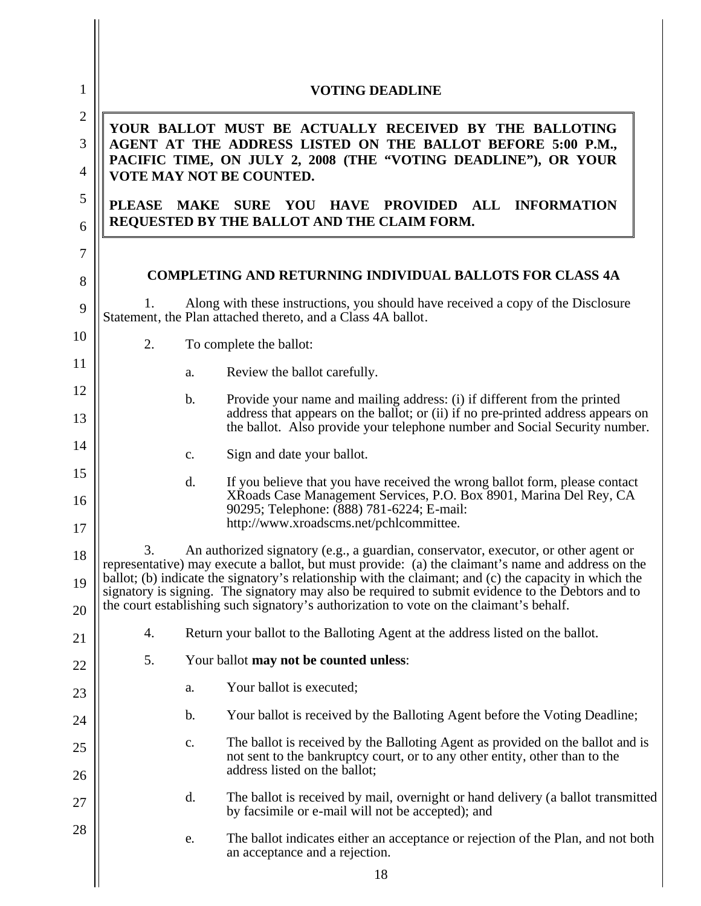## VOTING DEADLINE

**YOUR BALLOT MUST BE ACTUALLY RECEIVED BY THE BALLOTING AGENT AT THE ADDRESS LISTED ON THE BALLOT BEFORE 5:00 P.M., PACIFIC TIME, ON JULY 2, 2008 (THE "VOTING DEADLINE"), OR YOUR VOTE MAY NOT BE COUNTED.**

**PLEASE MAKE SURE YOU HAVE PROVIDED ALL INFORMATION REQUESTED BY THE BALLOT AND THE CLAIM FORM.**

## COMPLETING AND RETURNING INDIVIDUAL BALLOTS FOR CLASS 4A

1. Along with these instructions, you should have received a copy of the Disclosure Statement, the Plan attached thereto, and a Class 4A ballot.

2. To complete the ballot:

   a. Review the ballot carefully.

   b. Provide your name and mailing address: (i) if different from the printed address that appears on the ballot; or (ii) if no pre-printed address appears on the ballot. Also provide your telephone number and Social Security number.

   c. Sign and date your ballot.

   d. If you believe that you have received the wrong ballot form, please contact XRoads Case Management Services, P.O. Box 8901, Marina Del Rey, CA 90295; Telephone: (888) 781-6224; E-mail: http://www.xroadscms.net/pchlcommittee.

3. An authorized signatory (e.g., a guardian, conservator, executor, or other agent or representative) may execute a ballot, but must provide: (a) the claimant's name and address on the ballot; (b) indicate the signatory's relationship with the claimant; and (c) the capacity in which the signatory is signing. The signatory may also be required to submit evidence to the Debtors and to the court establishing such signatory's authorization to vote on the claimant's behalf.

4. Return your ballot to the Balloting Agent at the address listed on the ballot.

5. Your ballot **may not be counted unless**:

   a. Your ballot is executed;

   b. Your ballot is received by the Balloting Agent before the Voting Deadline;

   c. The ballot is received by the Balloting Agent as provided on the ballot and is not sent to the bankruptcy court, or to any other entity, other than to the address listed on the ballot;

   d. The ballot is received by mail, overnight or hand delivery (a ballot transmitted by facsimile or e-mail will not be accepted); and

   e. The ballot indicates either an acceptance or rejection of the Plan, and not both an acceptance and a rejection.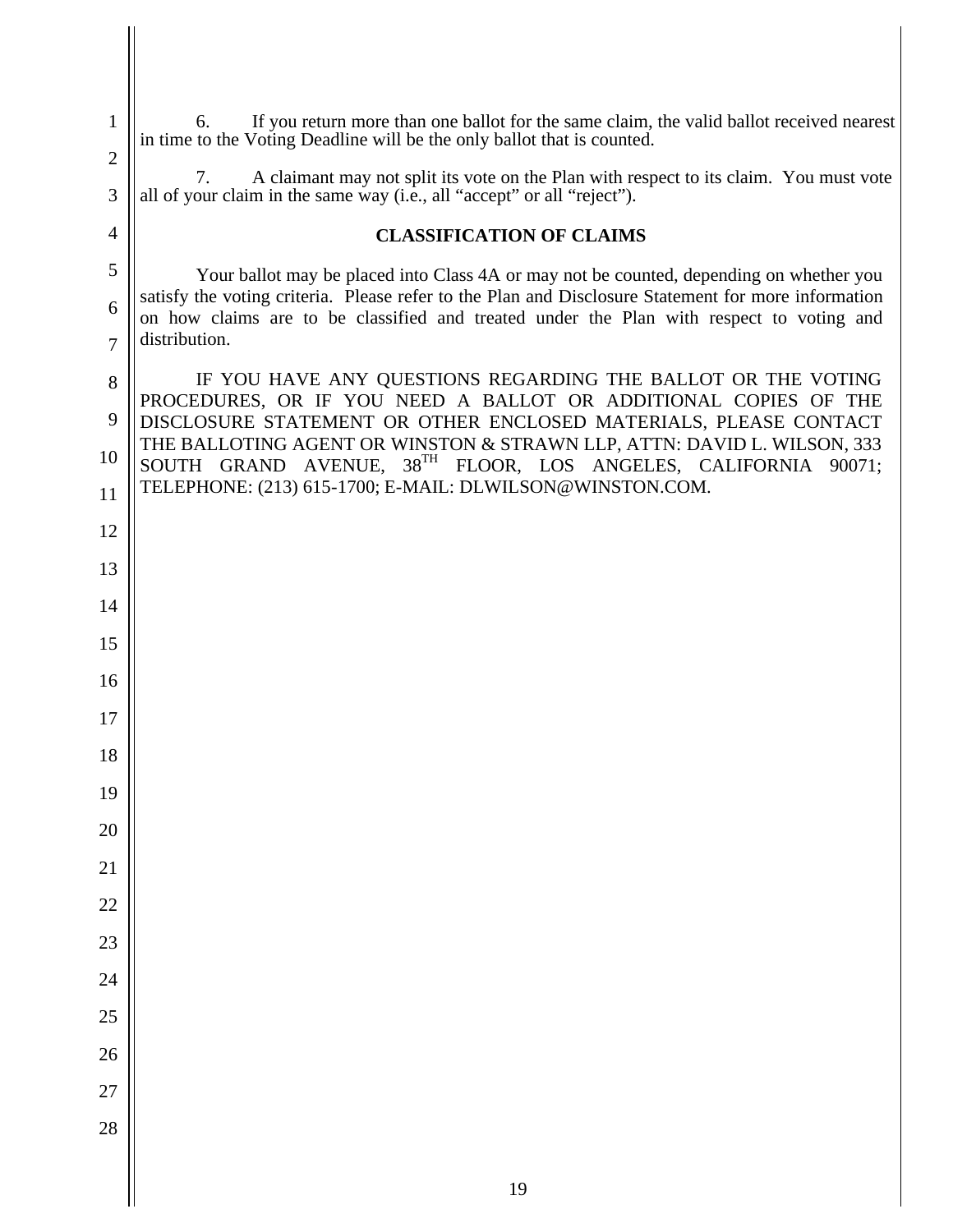6. If you return more than one ballot for the same claim, the valid ballot received nearest in time to the Voting Deadline will be the only ballot that is counted.

7. A claimant may not split its vote on the Plan with respect to its claim. You must vote all of your claim in the same way (i.e., all "accept" or all "reject").

**CLASSIFICATION OF CLAIMS**

Your ballot may be placed into Class 4A or may not be counted, depending on whether you satisfy the voting criteria. Please refer to the Plan and Disclosure Statement for more information on how claims are to be classified and treated under the Plan with respect to voting and distribution.

IF YOU HAVE ANY QUESTIONS REGARDING THE BALLOT OR THE VOTING PROCEDURES, OR IF YOU NEED A BALLOT OR ADDITIONAL COPIES OF THE DISCLOSURE STATEMENT OR OTHER ENCLOSED MATERIALS, PLEASE CONTACT THE BALLOTING AGENT OR WINSTON & STRAWN LLP, ATTN: DAVID L. WILSON, 333 SOUTH GRAND AVENUE, 38TH FLOOR, LOS ANGELES, CALIFORNIA 90071; TELEPHONE: (213) 615-1700; E-MAIL: DLWILSON@WINSTON.COM.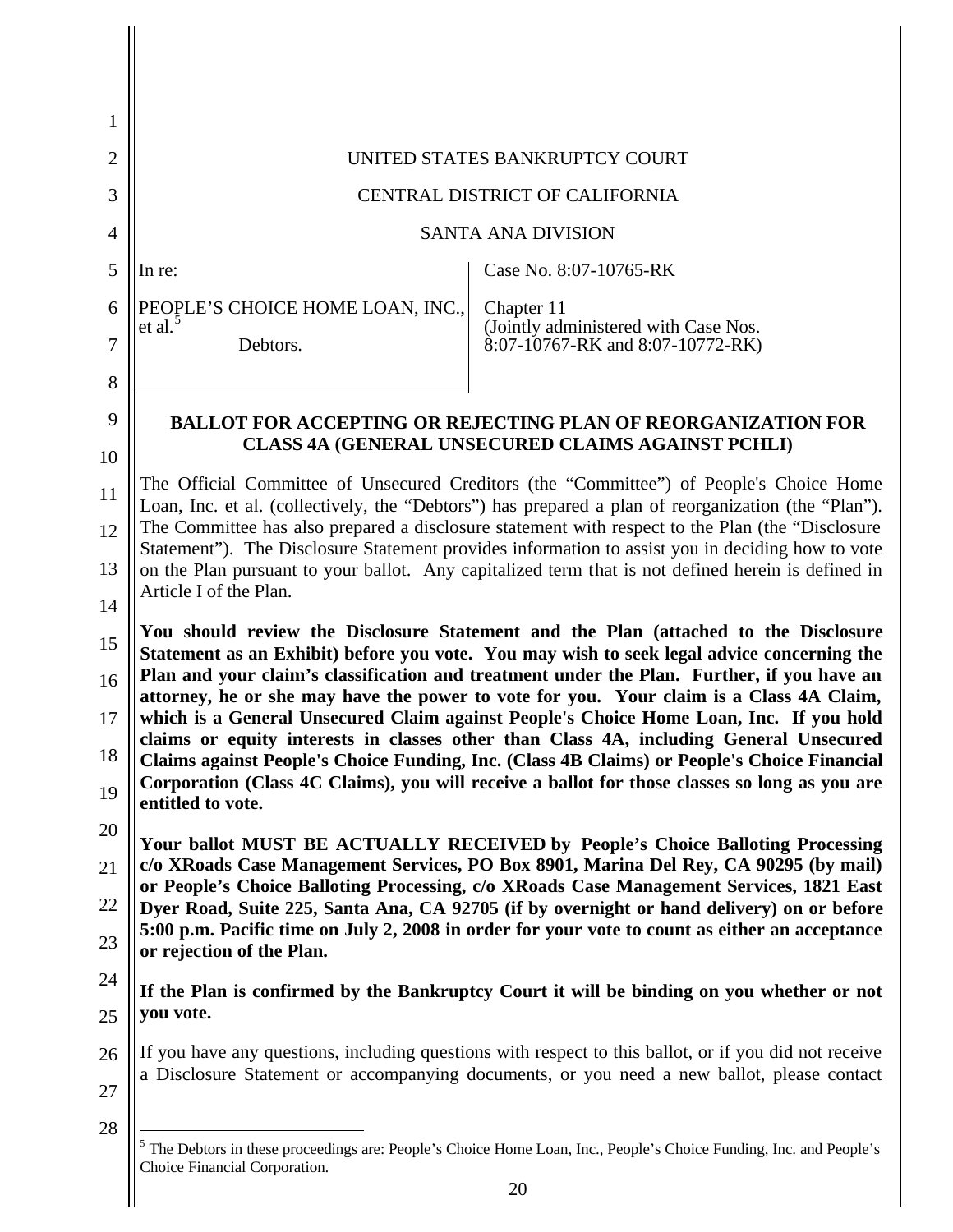UNITED STATES BANKRUPTCY COURT

CENTRAL DISTRICT OF CALIFORNIA

SANTA ANA DIVISION

| In re: PEOPLE'S CHOICE HOME LOAN, INC., et al.[5] Debtors. | Case No. 8:07-10765-RK Chapter 11 (Jointly administered with Case Nos. 8:07-10767-RK and 8:07-10772-RK) |
|---|---|

**BALLOT FOR ACCEPTING OR REJECTING PLAN OF REORGANIZATION FOR CLASS 4A (GENERAL UNSECURED CLAIMS AGAINST PCHLI)**

The Official Committee of Unsecured Creditors (the "Committee") of People's Choice Home Loan, Inc. et al. (collectively, the "Debtors") has prepared a plan of reorganization (the "Plan"). The Committee has also prepared a disclosure statement with respect to the Plan (the "Disclosure Statement"). The Disclosure Statement provides information to assist you in deciding how to vote on the Plan pursuant to your ballot. Any capitalized term that is not defined herein is defined in Article I of the Plan.

**You should review the Disclosure Statement and the Plan (attached to the Disclosure Statement as an Exhibit) before you vote. You may wish to seek legal advice concerning the Plan and your claim's classification and treatment under the Plan. Further, if you have an attorney, he or she may have the power to vote for you. Your claim is a Class 4A Claim, which is a General Unsecured Claim against People's Choice Home Loan, Inc. If you hold claims or equity interests in classes other than Class 4A, including General Unsecured Claims against People's Choice Funding, Inc. (Class 4B Claims) or People's Choice Financial Corporation (Class 4C Claims), you will receive a ballot for those classes so long as you are entitled to vote.**

**Your ballot MUST BE ACTUALLY RECEIVED by People's Choice Balloting Processing c/o XRoads Case Management Services, PO Box 8901, Marina Del Rey, CA 90295 (by mail) or People's Choice Balloting Processing, c/o XRoads Case Management Services, 1821 East Dyer Road, Suite 225, Santa Ana, CA 92705 (if by overnight or hand delivery) on or before 5:00 p.m. Pacific time on July 2, 2008 in order for your vote to count as either an acceptance or rejection of the Plan.**

**If the Plan is confirmed by the Bankruptcy Court it will be binding on you whether or not you vote.**

If you have any questions, including questions with respect to this ballot, or if you did not receive a Disclosure Statement or accompanying documents, or you need a new ballot, please contact

[5] The Debtors in these proceedings are: People's Choice Home Loan, Inc., People's Choice Funding, Inc. and People's Choice Financial Corporation.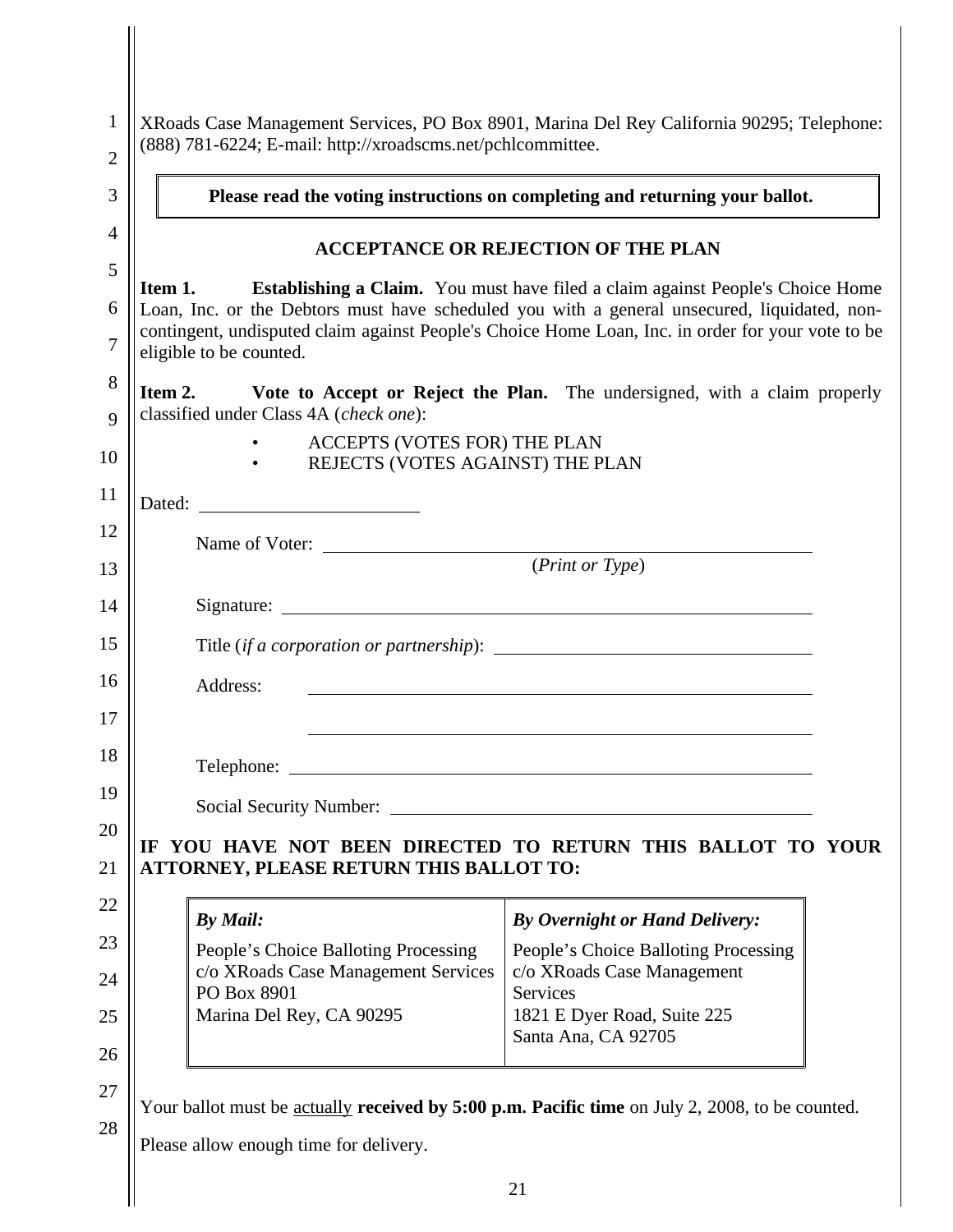XRoads Case Management Services, PO Box 8901, Marina Del Rey California 90295; Telephone: (888) 781-6224; E-mail: http://xroadscms.net/pchlcommittee.

**Please read the voting instructions on completing and returning your ballot.**

**ACCEPTANCE OR REJECTION OF THE PLAN**

**Item 1. Establishing a Claim.** You must have filed a claim against People's Choice Home Loan, Inc. or the Debtors must have scheduled you with a general unsecured, liquidated, non-contingent, undisputed claim against People's Choice Home Loan, Inc. in order for your vote to be eligible to be counted.

**Item 2. Vote to Accept or Reject the Plan.** The undersigned, with a claim properly classified under Class 4A (*check one*):

- ACCEPTS (VOTES FOR) THE PLAN
- REJECTS (VOTES AGAINST) THE PLAN

Dated: ______________________

Name of Voter: ______________________________________________
(*Print or Type*)

Signature: ______________________________________________

Title (*if a corporation or partnership*): ______________________________

Address: ______________________________________________
______________________________________________

Telephone: ______________________________________________

Social Security Number: ______________________________________

**IF YOU HAVE NOT BEEN DIRECTED TO RETURN THIS BALLOT TO YOUR ATTORNEY, PLEASE RETURN THIS BALLOT TO:**

| ***By Mail:*** | ***By Overnight or Hand Delivery:*** |
|---|---|
| People's Choice Balloting Processing<br>c/o XRoads Case Management Services<br>PO Box 8901<br>Marina Del Rey, CA 90295 | People's Choice Balloting Processing<br>c/o XRoads Case Management Services<br>1821 E Dyer Road, Suite 225<br>Santa Ana, CA 92705 |

Your ballot must be actually **received by 5:00 p.m. Pacific time** on July 2, 2008, to be counted.

Please allow enough time for delivery.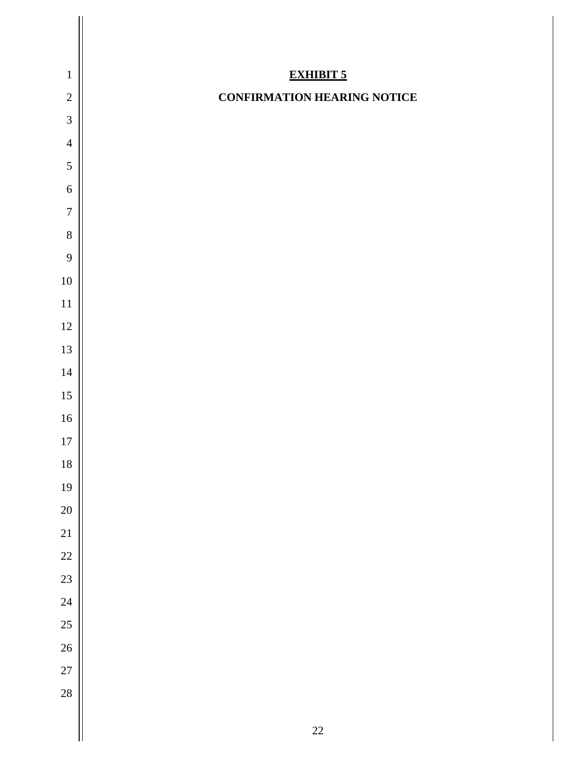**<u>EXHIBIT 5</u>**

**CONFIRMATION HEARING NOTICE**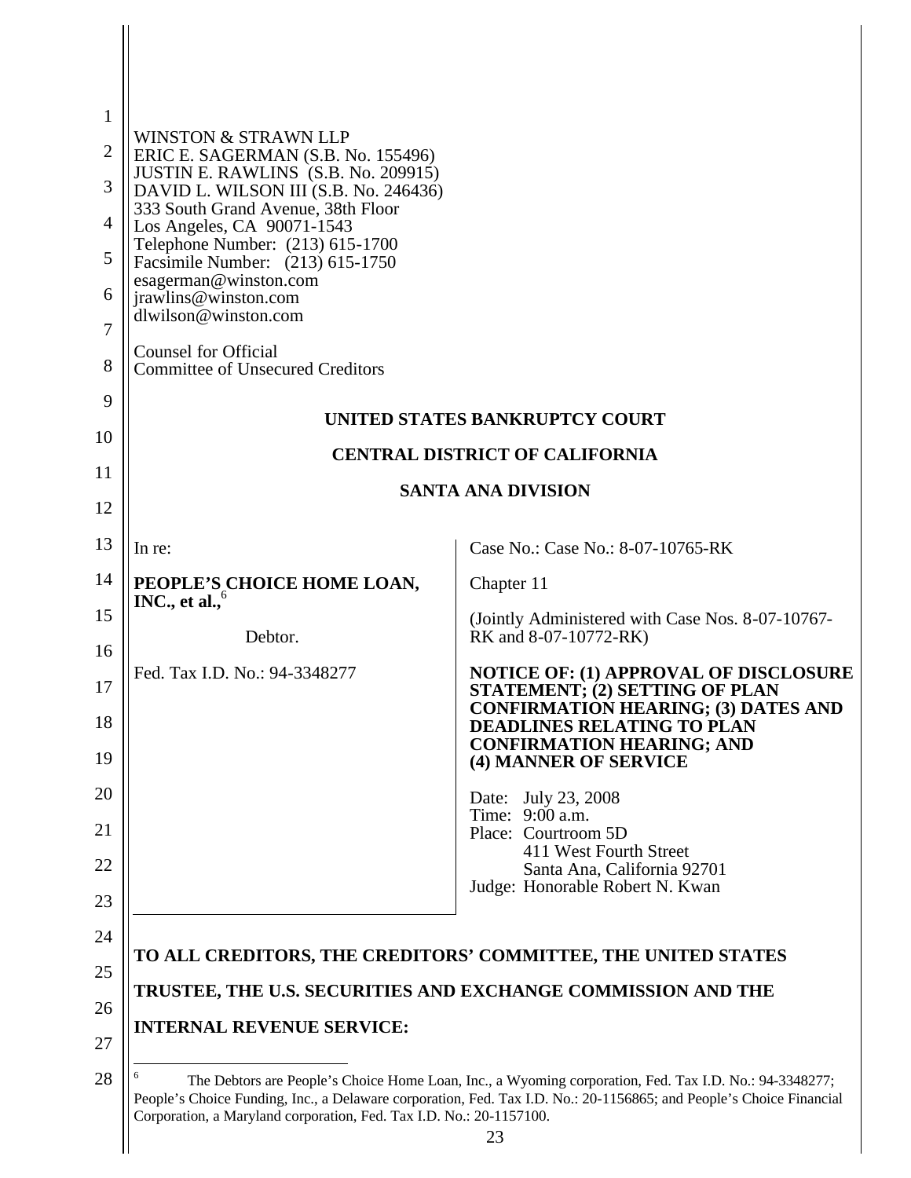WINSTON & STRAWN LLP
ERIC E. SAGERMAN (S.B. No. 155496)
JUSTIN E. RAWLINS (S.B. No. 209915)
DAVID L. WILSON III (S.B. No. 246436)
333 South Grand Avenue, 38th Floor
Los Angeles, CA 90071-1543
Telephone Number: (213) 615-1700
Facsimile Number: (213) 615-1750
esagerman@winston.com
jrawlins@winston.com
dlwilson@winston.com

Counsel for Official
Committee of Unsecured Creditors

**UNITED STATES BANKRUPTCY COURT**

**CENTRAL DISTRICT OF CALIFORNIA**

**SANTA ANA DIVISION**

| | |
|---|---|
| In re:<br><br>**PEOPLE'S CHOICE HOME LOAN, INC., et al.,**[6]<br><br>Debtor.<br><br>Fed. Tax I.D. No.: 94-3348277 | Case No.: Case No.: 8-07-10765-RK<br><br>Chapter 11<br><br>(Jointly Administered with Case Nos. 8-07-10767-RK and 8-07-10772-RK)<br><br>**NOTICE OF: (1) APPROVAL OF DISCLOSURE STATEMENT; (2) SETTING OF PLAN CONFIRMATION HEARING; (3) DATES AND DEADLINES RELATING TO PLAN CONFIRMATION HEARING; AND (4) MANNER OF SERVICE**<br><br>Date: July 23, 2008<br>Time: 9:00 a.m.<br>Place: Courtroom 5D<br>411 West Fourth Street<br>Santa Ana, California 92701<br>Judge: Honorable Robert N. Kwan |

**TO ALL CREDITORS, THE CREDITORS' COMMITTEE, THE UNITED STATES TRUSTEE, THE U.S. SECURITIES AND EXCHANGE COMMISSION AND THE INTERNAL REVENUE SERVICE:**

[6] The Debtors are People's Choice Home Loan, Inc., a Wyoming corporation, Fed. Tax I.D. No.: 94-3348277; People's Choice Funding, Inc., a Delaware corporation, Fed. Tax I.D. No.: 20-1156865; and People's Choice Financial Corporation, a Maryland corporation, Fed. Tax I.D. No.: 20-1157100.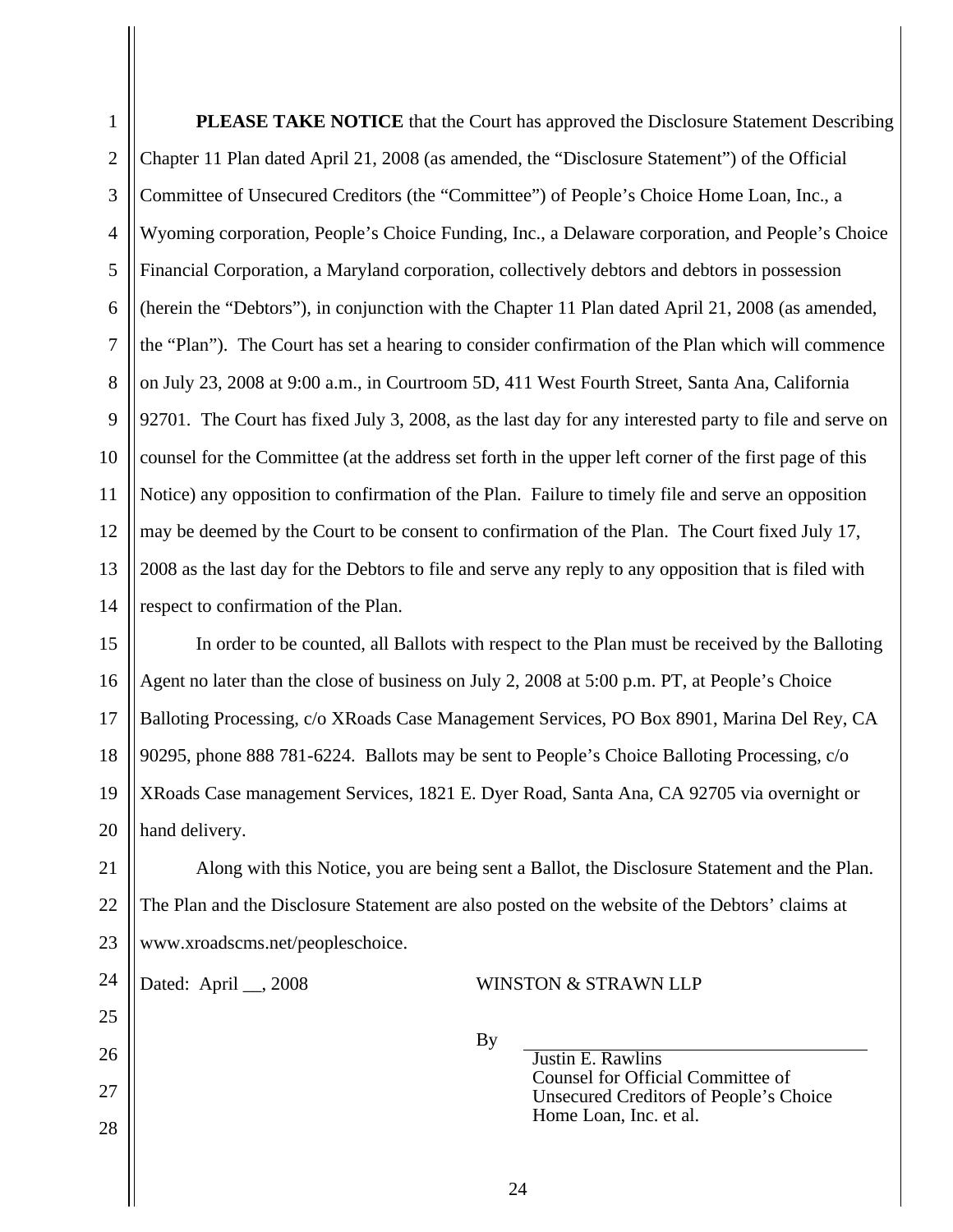**PLEASE TAKE NOTICE** that the Court has approved the Disclosure Statement Describing Chapter 11 Plan dated April 21, 2008 (as amended, the "Disclosure Statement") of the Official Committee of Unsecured Creditors (the "Committee") of People's Choice Home Loan, Inc., a Wyoming corporation, People's Choice Funding, Inc., a Delaware corporation, and People's Choice Financial Corporation, a Maryland corporation, collectively debtors and debtors in possession (herein the "Debtors"), in conjunction with the Chapter 11 Plan dated April 21, 2008 (as amended, the "Plan"). The Court has set a hearing to consider confirmation of the Plan which will commence on July 23, 2008 at 9:00 a.m., in Courtroom 5D, 411 West Fourth Street, Santa Ana, California 92701. The Court has fixed July 3, 2008, as the last day for any interested party to file and serve on counsel for the Committee (at the address set forth in the upper left corner of the first page of this Notice) any opposition to confirmation of the Plan. Failure to timely file and serve an opposition may be deemed by the Court to be consent to confirmation of the Plan. The Court fixed July 17, 2008 as the last day for the Debtors to file and serve any reply to any opposition that is filed with respect to confirmation of the Plan.

In order to be counted, all Ballots with respect to the Plan must be received by the Balloting Agent no later than the close of business on July 2, 2008 at 5:00 p.m. PT, at People's Choice Balloting Processing, c/o XRoads Case Management Services, PO Box 8901, Marina Del Rey, CA 90295, phone 888 781-6224. Ballots may be sent to People's Choice Balloting Processing, c/o XRoads Case management Services, 1821 E. Dyer Road, Santa Ana, CA 92705 via overnight or hand delivery.

Along with this Notice, you are being sent a Ballot, the Disclosure Statement and the Plan. The Plan and the Disclosure Statement are also posted on the website of the Debtors' claims at www.xroadscms.net/peopleschoice.

Dated: April __, 2008

WINSTON & STRAWN LLP

By ______________________________
Justin E. Rawlins
Counsel for Official Committee of Unsecured Creditors of People's Choice Home Loan, Inc. et al.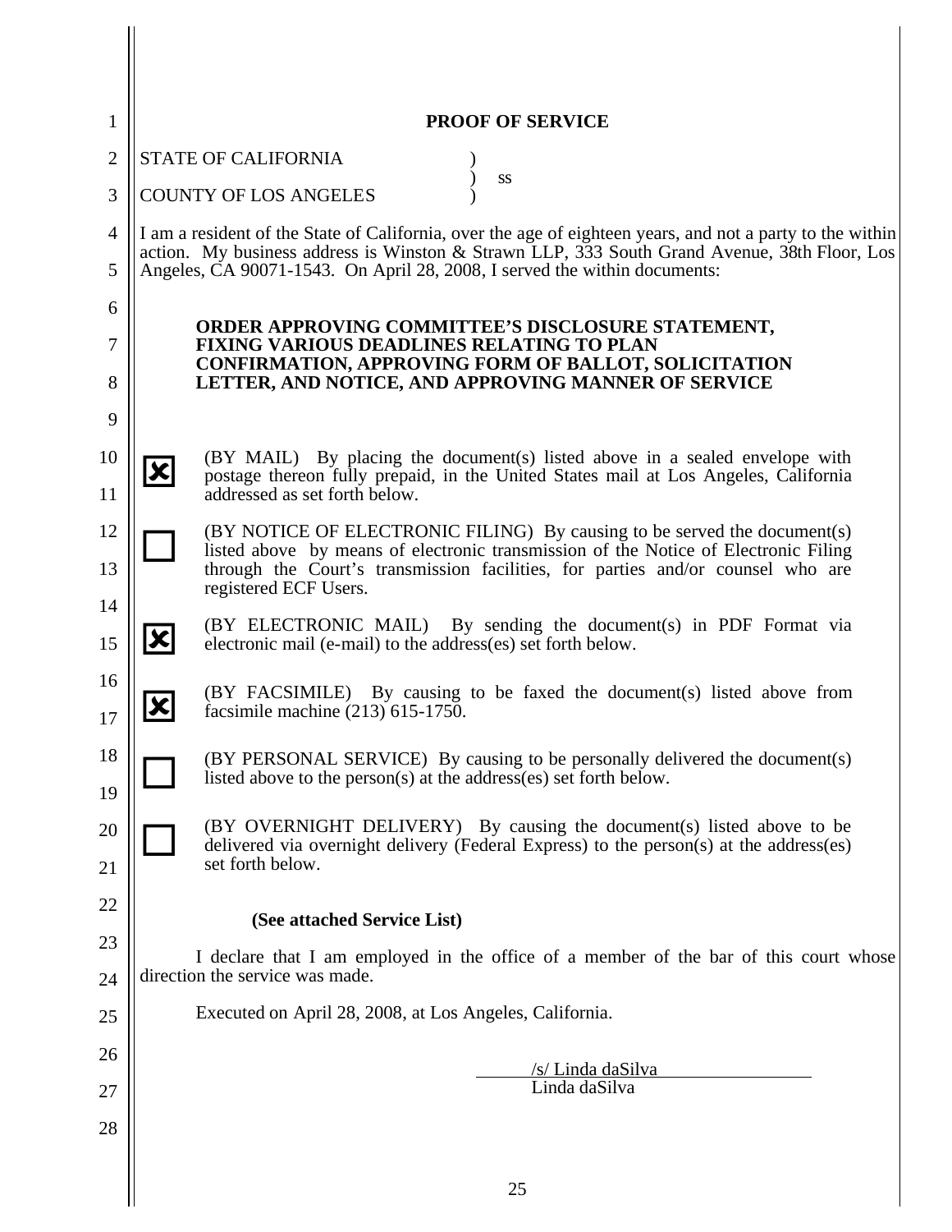# PROOF OF SERVICE

STATE OF CALIFORNIA )
) ss
COUNTY OF LOS ANGELES )

I am a resident of the State of California, over the age of eighteen years, and not a party to the within action. My business address is Winston & Strawn LLP, 333 South Grand Avenue, 38th Floor, Los Angeles, CA 90071-1543. On April 28, 2008, I served the within documents:

**ORDER APPROVING COMMITTEE'S DISCLOSURE STATEMENT, FIXING VARIOUS DEADLINES RELATING TO PLAN CONFIRMATION, APPROVING FORM OF BALLOT, SOLICITATION LETTER, AND NOTICE, AND APPROVING MANNER OF SERVICE**

☒ (BY MAIL) By placing the document(s) listed above in a sealed envelope with postage thereon fully prepaid, in the United States mail at Los Angeles, California addressed as set forth below.

☐ (BY NOTICE OF ELECTRONIC FILING) By causing to be served the document(s) listed above by means of electronic transmission of the Notice of Electronic Filing through the Court's transmission facilities, for parties and/or counsel who are registered ECF Users.

☒ (BY ELECTRONIC MAIL) By sending the document(s) in PDF Format via electronic mail (e-mail) to the address(es) set forth below.

☒ (BY FACSIMILE) By causing to be faxed the document(s) listed above from facsimile machine (213) 615-1750.

☐ (BY PERSONAL SERVICE) By causing to be personally delivered the document(s) listed above to the person(s) at the address(es) set forth below.

☐ (BY OVERNIGHT DELIVERY) By causing the document(s) listed above to be delivered via overnight delivery (Federal Express) to the person(s) at the address(es) set forth below.

**(See attached Service List)**

I declare that I am employed in the office of a member of the bar of this court whose direction the service was made.

Executed on April 28, 2008, at Los Angeles, California.

/s/ Linda daSilva
Linda daSilva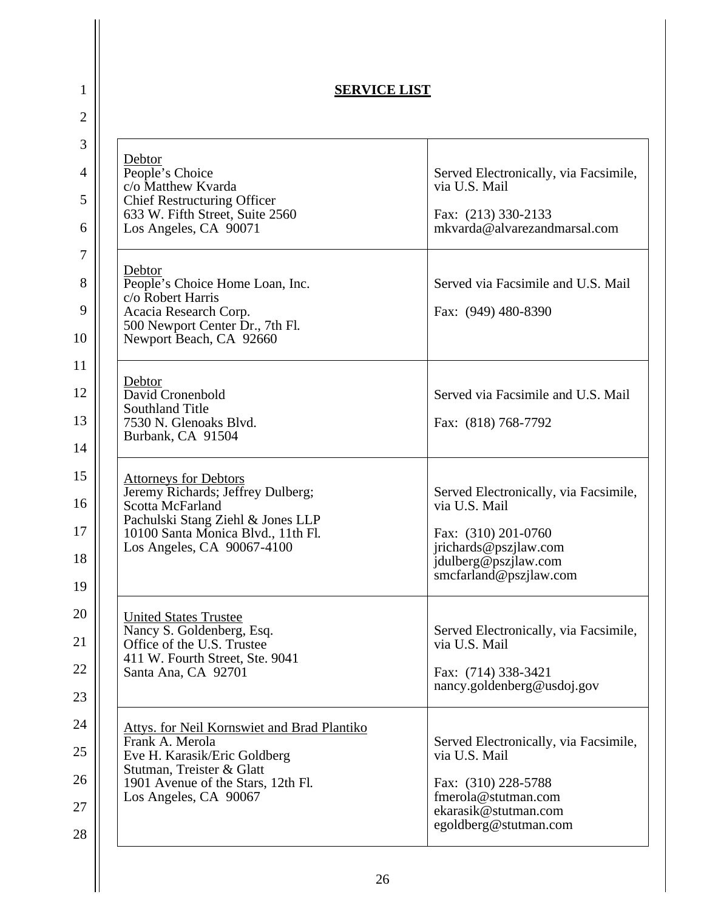**SERVICE LIST**

| | |
|---|---|
| Debtor<br>People's Choice<br>c/o Matthew Kvarda<br>Chief Restructuring Officer<br>633 W. Fifth Street, Suite 2560<br>Los Angeles, CA 90071 | Served Electronically, via Facsimile, via U.S. Mail<br><br>Fax: (213) 330-2133<br>mkvarda@alvarezandmarsal.com |
| Debtor<br>People's Choice Home Loan, Inc.<br>c/o Robert Harris<br>Acacia Research Corp.<br>500 Newport Center Dr., 7th Fl.<br>Newport Beach, CA 92660 | Served via Facsimile and U.S. Mail<br><br>Fax: (949) 480-8390 |
| Debtor<br>David Cronenbold<br>Southland Title<br>7530 N. Glenoaks Blvd.<br>Burbank, CA 91504 | Served via Facsimile and U.S. Mail<br><br>Fax: (818) 768-7792 |
| Attorneys for Debtors<br>Jeremy Richards; Jeffrey Dulberg;<br>Scotta McFarland<br>Pachulski Stang Ziehl & Jones LLP<br>10100 Santa Monica Blvd., 11th Fl.<br>Los Angeles, CA 90067-4100 | Served Electronically, via Facsimile, via U.S. Mail<br><br>Fax: (310) 201-0760<br>jrichards@pszjlaw.com<br>jdulberg@pszjlaw.com<br>smcfarland@pszjlaw.com |
| United States Trustee<br>Nancy S. Goldenberg, Esq.<br>Office of the U.S. Trustee<br>411 W. Fourth Street, Ste. 9041<br>Santa Ana, CA 92701 | Served Electronically, via Facsimile, via U.S. Mail<br><br>Fax: (714) 338-3421<br>nancy.goldenberg@usdoj.gov |
| Attys. for Neil Kornswiet and Brad Plantiko<br>Frank A. Merola<br>Eve H. Karasik/Eric Goldberg<br>Stutman, Treister & Glatt<br>1901 Avenue of the Stars, 12th Fl.<br>Los Angeles, CA 90067 | Served Electronically, via Facsimile, via U.S. Mail<br><br>Fax: (310) 228-5788<br>fmerola@stutman.com<br>ekarasik@stutman.com<br>egoldberg@stutman.com |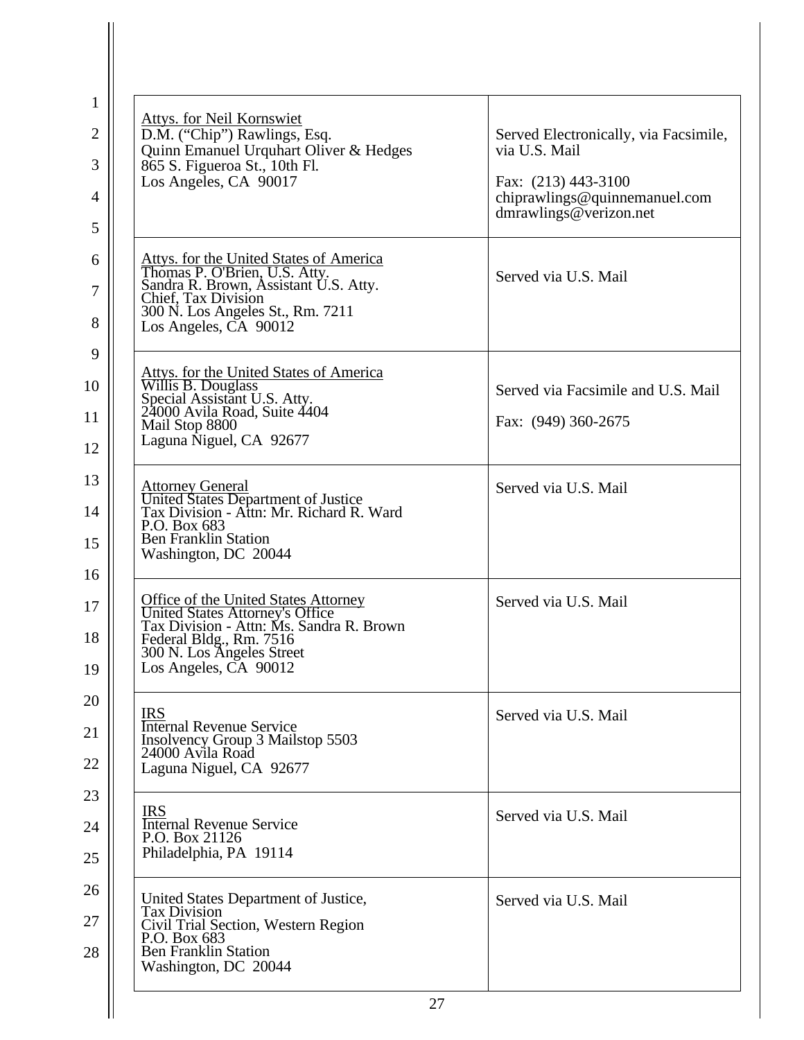| | |
|---|---|
| <u>Attys. for Neil Kornswiet</u><br>D.M. ("Chip") Rawlings, Esq.<br>Quinn Emanuel Urquhart Oliver & Hedges<br>865 S. Figueroa St., 10th Fl.<br>Los Angeles, CA 90017 | Served Electronically, via Facsimile, via U.S. Mail<br><br>Fax: (213) 443-3100<br>chiprawlings@quinnemanuel.com<br>dmrawlings@verizon.net |
| <u>Attys. for the United States of America</u><br>Thomas P. O'Brien, U.S. Atty.<br>Sandra R. Brown, Assistant U.S. Atty.<br>Chief, Tax Division<br>300 N. Los Angeles St., Rm. 7211<br>Los Angeles, CA 90012 | Served via U.S. Mail |
| <u>Attys. for the United States of America</u><br>Willis B. Douglass<br>Special Assistant U.S. Atty.<br>24000 Avila Road, Suite 4404<br>Mail Stop 8800<br>Laguna Niguel, CA 92677 | Served via Facsimile and U.S. Mail<br><br>Fax: (949) 360-2675 |
| <u>Attorney General</u><br>United States Department of Justice<br>Tax Division - Attn: Mr. Richard R. Ward<br>P.O. Box 683<br>Ben Franklin Station<br>Washington, DC 20044 | Served via U.S. Mail |
| <u>Office of the United States Attorney</u><br>United States Attorney's Office<br>Tax Division - Attn: Ms. Sandra R. Brown<br>Federal Bldg., Rm. 7516<br>300 N. Los Angeles Street<br>Los Angeles, CA 90012 | Served via U.S. Mail |
| <u>IRS</u><br>Internal Revenue Service<br>Insolvency Group 3 Mailstop 5503<br>24000 Avila Road<br>Laguna Niguel, CA 92677 | Served via U.S. Mail |
| <u>IRS</u><br>Internal Revenue Service<br>P.O. Box 21126<br>Philadelphia, PA 19114 | Served via U.S. Mail |
| United States Department of Justice,<br>Tax Division<br>Civil Trial Section, Western Region<br>P.O. Box 683<br>Ben Franklin Station<br>Washington, DC 20044 | Served via U.S. Mail |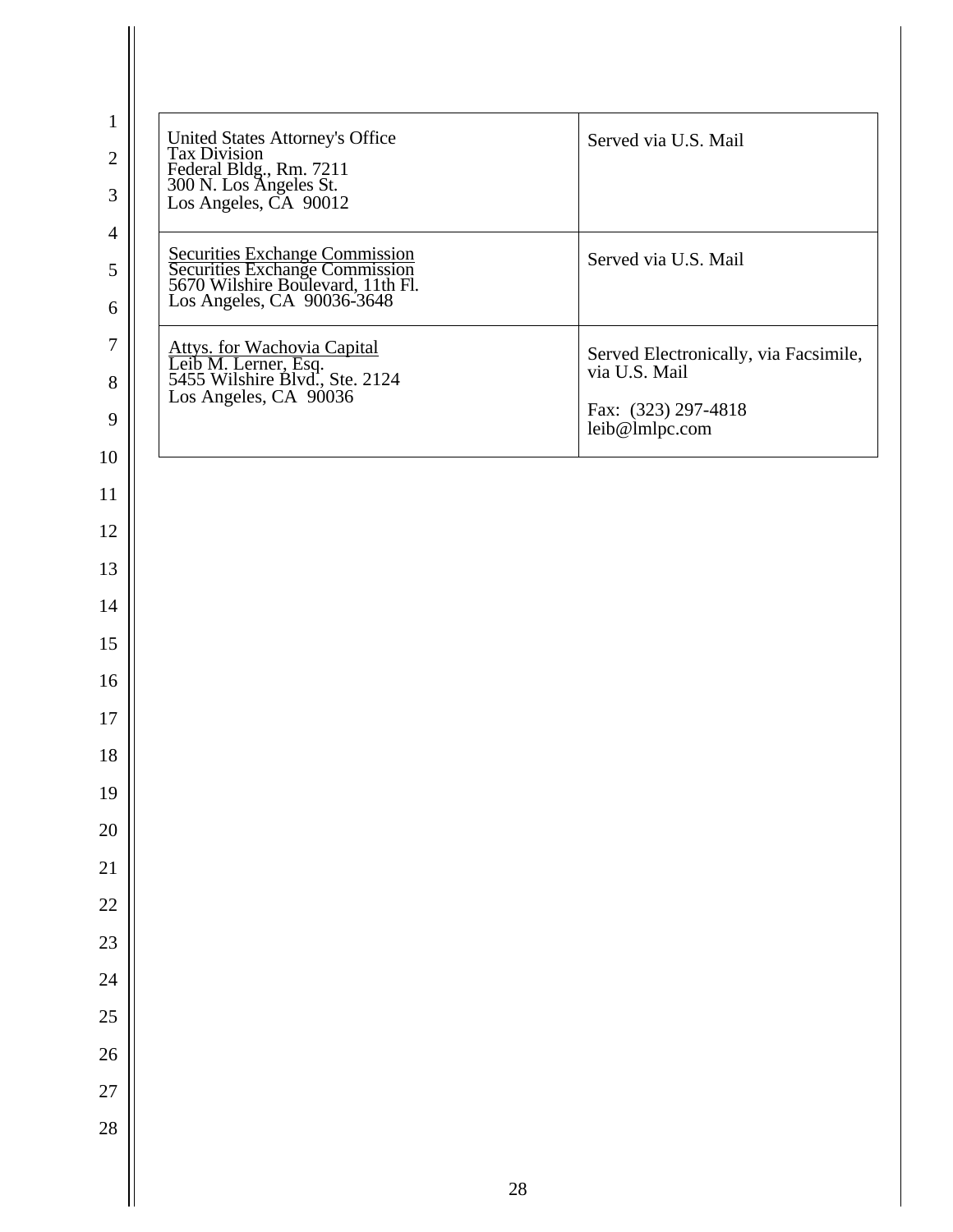| | |
|---|---|
| United States Attorney's Office<br>Tax Division<br>Federal Bldg., Rm. 7211<br>300 N. Los Angeles St.<br>Los Angeles, CA 90012 | Served via U.S. Mail |
| Securities Exchange Commission<br>Securities Exchange Commission<br>5670 Wilshire Boulevard, 11th Fl.<br>Los Angeles, CA 90036-3648 | Served via U.S. Mail |
| Attys. for Wachovia Capital<br>Leib M. Lerner, Esq.<br>5455 Wilshire Blvd., Ste. 2124<br>Los Angeles, CA 90036 | Served Electronically, via Facsimile, via U.S. Mail<br><br>Fax: (323) 297-4818<br>leib@lmlpc.com |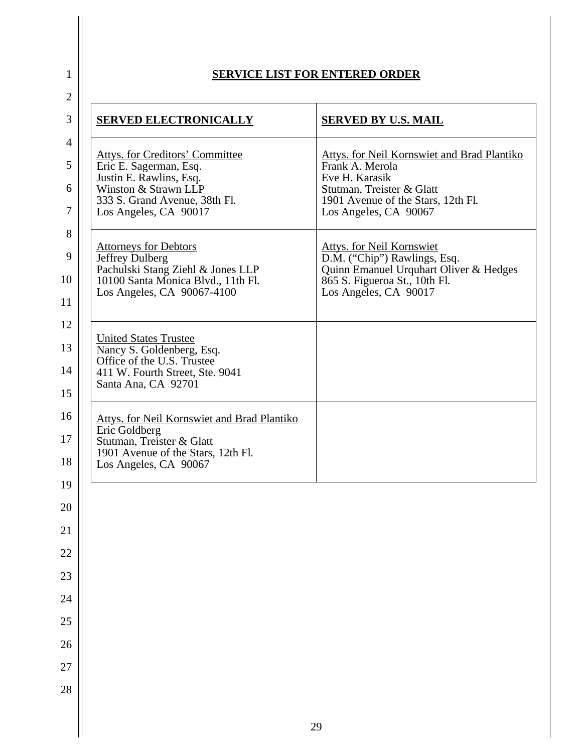**SERVICE LIST FOR ENTERED ORDER**

| **SERVED ELECTRONICALLY** | **SERVED BY U.S. MAIL** |
|---|---|
| Attys. for Creditors' Committee<br>Eric E. Sagerman, Esq.<br>Justin E. Rawlins, Esq.<br>Winston & Strawn LLP<br>333 S. Grand Avenue, 38th Fl.<br>Los Angeles, CA 90017 | Attys. for Neil Kornswiet and Brad Plantiko<br>Frank A. Merola<br>Eve H. Karasik<br>Stutman, Treister & Glatt<br>1901 Avenue of the Stars, 12th Fl.<br>Los Angeles, CA 90067 |
| Attorneys for Debtors<br>Jeffrey Dulberg<br>Pachulski Stang Ziehl & Jones LLP<br>10100 Santa Monica Blvd., 11th Fl.<br>Los Angeles, CA 90067-4100 | Attys. for Neil Kornswiet<br>D.M. ("Chip") Rawlings, Esq.<br>Quinn Emanuel Urquhart Oliver & Hedges<br>865 S. Figueroa St., 10th Fl.<br>Los Angeles, CA 90017 |
| United States Trustee<br>Nancy S. Goldenberg, Esq.<br>Office of the U.S. Trustee<br>411 W. Fourth Street, Ste. 9041<br>Santa Ana, CA 92701 | |
| Attys. for Neil Kornswiet and Brad Plantiko<br>Eric Goldberg<br>Stutman, Treister & Glatt<br>1901 Avenue of the Stars, 12th Fl.<br>Los Angeles, CA 90067 | |